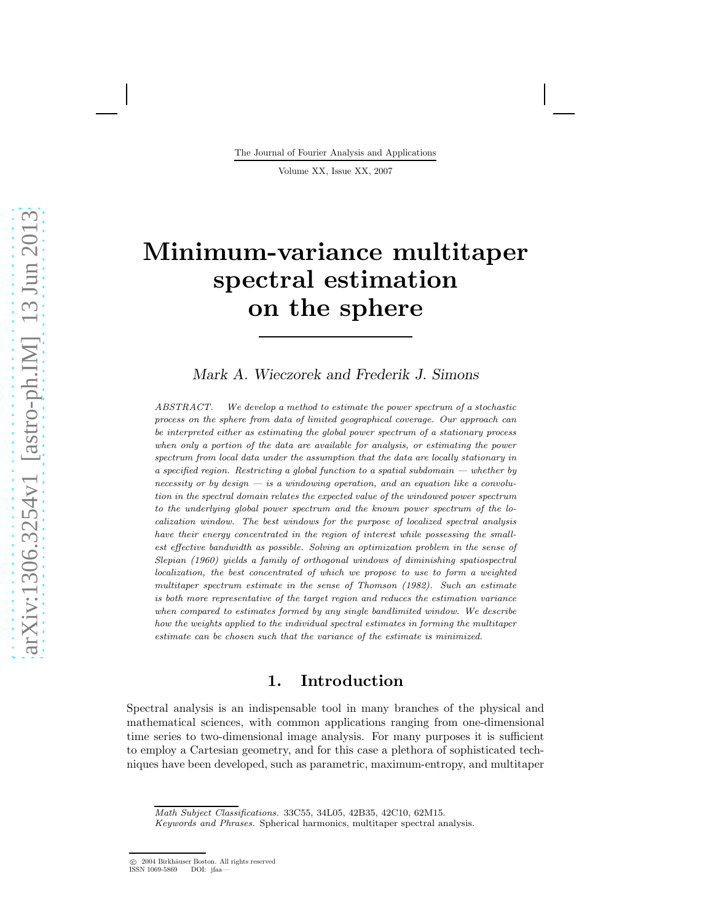# Minimum-variance multitaper spectral estimation on the sphere

*Mark A. Wieczorek and Frederik J. Simons*

*ABSTRACT.* *We develop a method to estimate the power spectrum of a stochastic process on the sphere from data of limited geographical coverage. Our approach can be interpreted either as estimating the global power spectrum of a stationary process when only a portion of the data are available for analysis, or estimating the power spectrum from local data under the assumption that the data are locally stationary in a specified region. Restricting a global function to a spatial subdomain — whether by necessity or by design — is a windowing operation, and an equation like a convolution in the spectral domain relates the expected value of the windowed power spectrum to the underlying global power spectrum and the known power spectrum of the localization window. The best windows for the purpose of localized spectral analysis have their energy concentrated in the region of interest while possessing the smallest effective bandwidth as possible. Solving an optimization problem in the sense of Slepian (1960) yields a family of orthogonal windows of diminishing spatiospectral localization, the best concentrated of which we propose to use to form a weighted multitaper spectrum estimate in the sense of Thomson (1982). Such an estimate is both more representative of the target region and reduces the estimation variance when compared to estimates formed by any single bandlimited window. We describe how the weights applied to the individual spectral estimates in forming the multitaper estimate can be chosen such that the variance of the estimate is minimized.*

## 1. Introduction

Spectral analysis is an indispensable tool in many branches of the physical and mathematical sciences, with common applications ranging from one-dimensional time series to two-dimensional image analysis. For many purposes it is sufficient to employ a Cartesian geometry, and for this case a plethora of sophisticated techniques have been developed, such as parametric, maximum-entropy, and multitaper

*Math Subject Classifications.* 33C55, 34L05, 42B35, 42C10, 62M15.
*Keywords and Phrases.* Spherical harmonics, multitaper spectral analysis.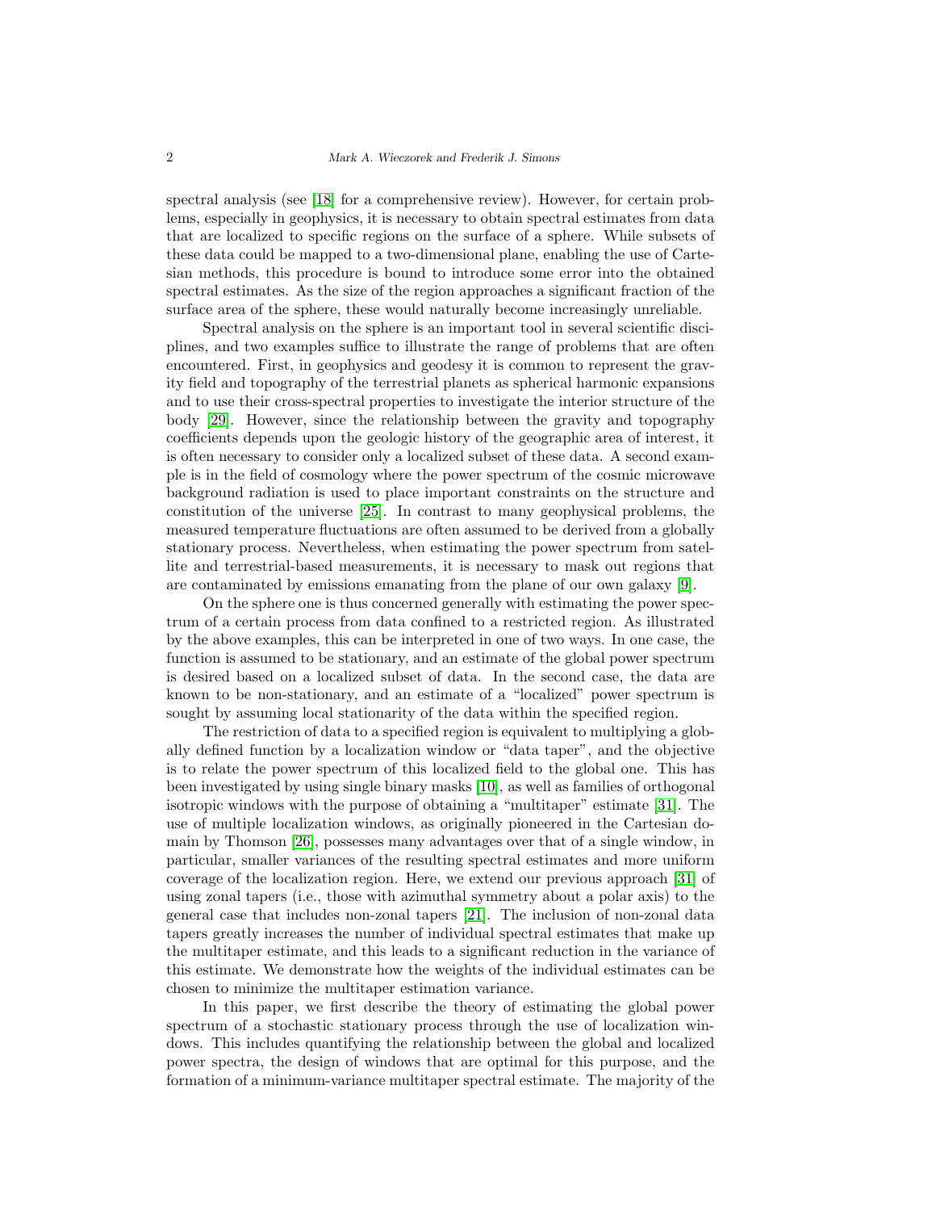spectral analysis (see [18] for a comprehensive review). However, for certain problems, especially in geophysics, it is necessary to obtain spectral estimates from data that are localized to specific regions on the surface of a sphere. While subsets of these data could be mapped to a two-dimensional plane, enabling the use of Cartesian methods, this procedure is bound to introduce some error into the obtained spectral estimates. As the size of the region approaches a significant fraction of the surface area of the sphere, these would naturally become increasingly unreliable.

Spectral analysis on the sphere is an important tool in several scientific disciplines, and two examples suffice to illustrate the range of problems that are often encountered. First, in geophysics and geodesy it is common to represent the gravity field and topography of the terrestrial planets as spherical harmonic expansions and to use their cross-spectral properties to investigate the interior structure of the body [29]. However, since the relationship between the gravity and topography coefficients depends upon the geologic history of the geographic area of interest, it is often necessary to consider only a localized subset of these data. A second example is in the field of cosmology where the power spectrum of the cosmic microwave background radiation is used to place important constraints on the structure and constitution of the universe [25]. In contrast to many geophysical problems, the measured temperature fluctuations are often assumed to be derived from a globally stationary process. Nevertheless, when estimating the power spectrum from satellite and terrestrial-based measurements, it is necessary to mask out regions that are contaminated by emissions emanating from the plane of our own galaxy [9].

On the sphere one is thus concerned generally with estimating the power spectrum of a certain process from data confined to a restricted region. As illustrated by the above examples, this can be interpreted in one of two ways. In one case, the function is assumed to be stationary, and an estimate of the global power spectrum is desired based on a localized subset of data. In the second case, the data are known to be non-stationary, and an estimate of a "localized" power spectrum is sought by assuming local stationarity of the data within the specified region.

The restriction of data to a specified region is equivalent to multiplying a globally defined function by a localization window or "data taper", and the objective is to relate the power spectrum of this localized field to the global one. This has been investigated by using single binary masks [10], as well as families of orthogonal isotropic windows with the purpose of obtaining a "multitaper" estimate [31]. The use of multiple localization windows, as originally pioneered in the Cartesian domain by Thomson [26], possesses many advantages over that of a single window, in particular, smaller variances of the resulting spectral estimates and more uniform coverage of the localization region. Here, we extend our previous approach [31] of using zonal tapers (i.e., those with azimuthal symmetry about a polar axis) to the general case that includes non-zonal tapers [21]. The inclusion of non-zonal data tapers greatly increases the number of individual spectral estimates that make up the multitaper estimate, and this leads to a significant reduction in the variance of this estimate. We demonstrate how the weights of the individual estimates can be chosen to minimize the multitaper estimation variance.

In this paper, we first describe the theory of estimating the global power spectrum of a stochastic stationary process through the use of localization windows. This includes quantifying the relationship between the global and localized power spectra, the design of windows that are optimal for this purpose, and the formation of a minimum-variance multitaper spectral estimate. The majority of the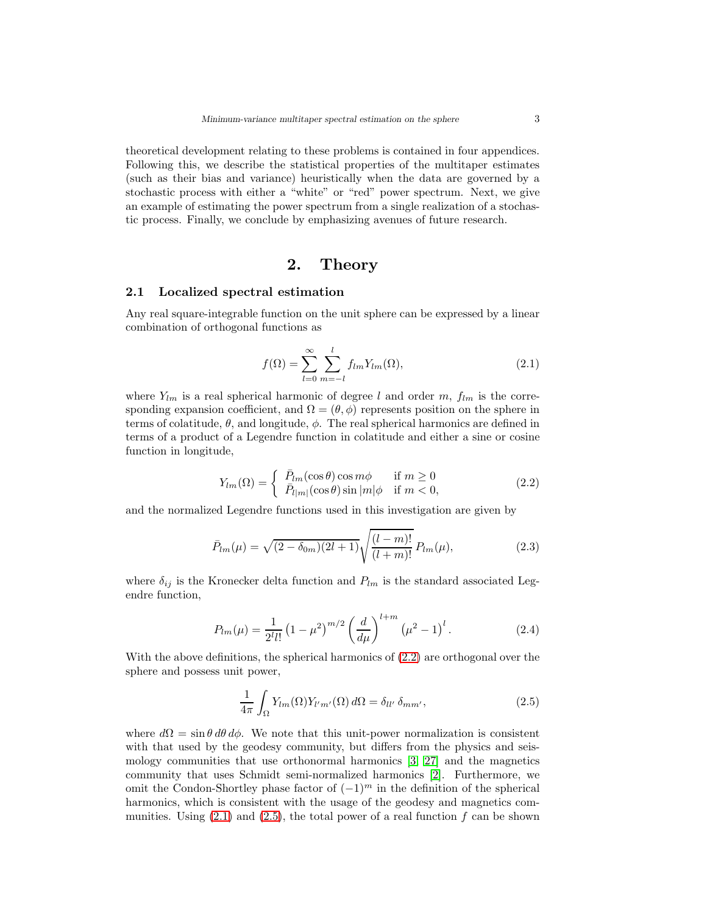theoretical development relating to these problems is contained in four appendices. Following this, we describe the statistical properties of the multitaper estimates (such as their bias and variance) heuristically when the data are governed by a stochastic process with either a "white" or "red" power spectrum. Next, we give an example of estimating the power spectrum from a single realization of a stochastic process. Finally, we conclude by emphasizing avenues of future research.

# 2. Theory

## 2.1 Localized spectral estimation

Any real square-integrable function on the unit sphere can be expressed by a linear combination of orthogonal functions as

$$f(\Omega) = \sum_{l=0}^{\infty} \sum_{m=-l}^{l} f_{lm} Y_{lm}(\Omega), \tag{2.1}$$

where $Y_{lm}$ is a real spherical harmonic of degree $l$ and order $m$, $f_{lm}$ is the corresponding expansion coefficient, and $\Omega = (\theta, \phi)$ represents position on the sphere in terms of colatitude, $\theta$, and longitude, $\phi$. The real spherical harmonics are defined in terms of a product of a Legendre function in colatitude and either a sine or cosine function in longitude,

$$Y_{lm}(\Omega) = \begin{cases} \bar{P}_{lm}(\cos\theta)\cos m\phi & \text{if } m \geq 0 \\ \bar{P}_{l|m|}(\cos\theta)\sin|m|\phi & \text{if } m < 0, \end{cases} \tag{2.2}$$

and the normalized Legendre functions used in this investigation are given by

$$\bar{P}_{lm}(\mu) = \sqrt{(2 - \delta_{0m})(2l+1)} \sqrt{\frac{(l-m)!}{(l+m)!}}\, P_{lm}(\mu), \tag{2.3}$$

where $\delta_{ij}$ is the Kronecker delta function and $P_{lm}$ is the standard associated Legendre function,

$$P_{lm}(\mu) = \frac{1}{2^l l!} \left(1 - \mu^2\right)^{m/2} \left(\frac{d}{d\mu}\right)^{l+m} \left(\mu^2 - 1\right)^l. \tag{2.4}$$

With the above definitions, the spherical harmonics of (2.2) are orthogonal over the sphere and possess unit power,

$$\frac{1}{4\pi} \int_{\Omega} Y_{lm}(\Omega) Y_{l'm'}(\Omega)\, d\Omega = \delta_{ll'}\, \delta_{mm'}, \tag{2.5}$$

where $d\Omega = \sin\theta\, d\theta\, d\phi$. We note that this unit-power normalization is consistent with that used by the geodesy community, but differs from the physics and seismology communities that use orthonormal harmonics [3, 27] and the magnetics community that uses Schmidt semi-normalized harmonics [2]. Furthermore, we omit the Condon-Shortley phase factor of $(-1)^m$ in the definition of the spherical harmonics, which is consistent with the usage of the geodesy and magnetics communities. Using (2.1) and (2.5), the total power of a real function $f$ can be shown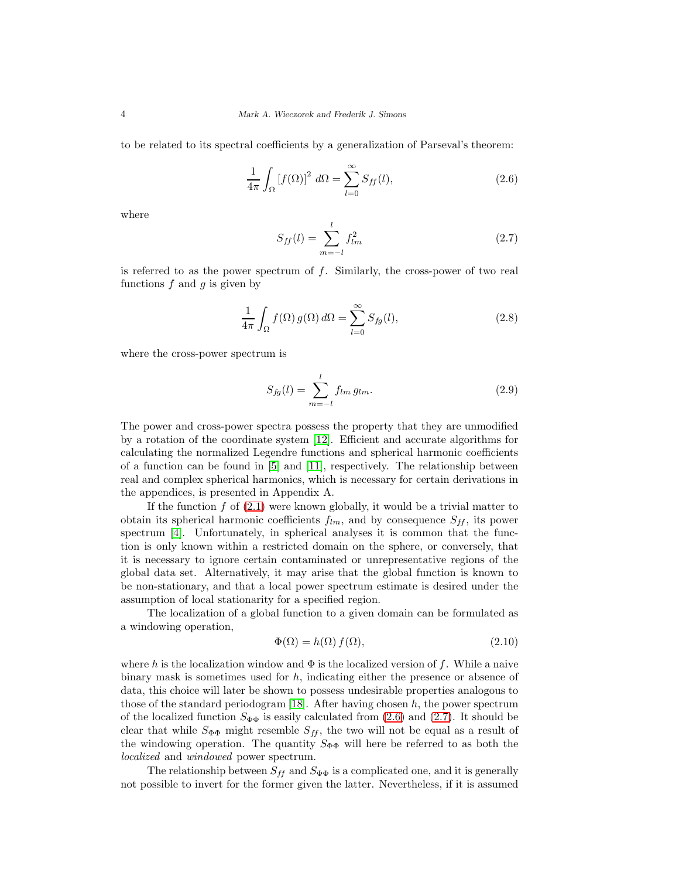to be related to its spectral coefficients by a generalization of Parseval's theorem:

$$\frac{1}{4\pi}\int_{\Omega}\left[f(\Omega)\right]^2 \, d\Omega = \sum_{l=0}^{\infty} S_{ff}(l), \tag{2.6}$$

where

$$S_{ff}(l) = \sum_{m=-l}^{l} f_{lm}^2 \tag{2.7}$$

is referred to as the power spectrum of $f$. Similarly, the cross-power of two real functions $f$ and $g$ is given by

$$\frac{1}{4\pi}\int_{\Omega} f(\Omega)\, g(\Omega)\, d\Omega = \sum_{l=0}^{\infty} S_{fg}(l), \tag{2.8}$$

where the cross-power spectrum is

$$S_{fg}(l) = \sum_{m=-l}^{l} f_{lm}\, g_{lm}. \tag{2.9}$$

The power and cross-power spectra possess the property that they are unmodified by a rotation of the coordinate system [12]. Efficient and accurate algorithms for calculating the normalized Legendre functions and spherical harmonic coefficients of a function can be found in [5] and [11], respectively. The relationship between real and complex spherical harmonics, which is necessary for certain derivations in the appendices, is presented in Appendix A.

If the function $f$ of (2.1) were known globally, it would be a trivial matter to obtain its spherical harmonic coefficients $f_{lm}$, and by consequence $S_{ff}$, its power spectrum [4]. Unfortunately, in spherical analyses it is common that the function is only known within a restricted domain on the sphere, or conversely, that it is necessary to ignore certain contaminated or unrepresentative regions of the global data set. Alternatively, it may arise that the global function is known to be non-stationary, and that a local power spectrum estimate is desired under the assumption of local stationarity for a specified region.

The localization of a global function to a given domain can be formulated as a windowing operation,

$$\Phi(\Omega) = h(\Omega)\, f(\Omega), \tag{2.10}$$

where $h$ is the localization window and $\Phi$ is the localized version of $f$. While a naive binary mask is sometimes used for $h$, indicating either the presence or absence of data, this choice will later be shown to possess undesirable properties analogous to those of the standard periodogram [18]. After having chosen $h$, the power spectrum of the localized function $S_{\Phi\Phi}$ is easily calculated from (2.6) and (2.7). It should be clear that while $S_{\Phi\Phi}$ might resemble $S_{ff}$, the two will not be equal as a result of the windowing operation. The quantity $S_{\Phi\Phi}$ will here be referred to as both the *localized* and *windowed* power spectrum.

The relationship between $S_{ff}$ and $S_{\Phi\Phi}$ is a complicated one, and it is generally not possible to invert for the former given the latter. Nevertheless, if it is assumed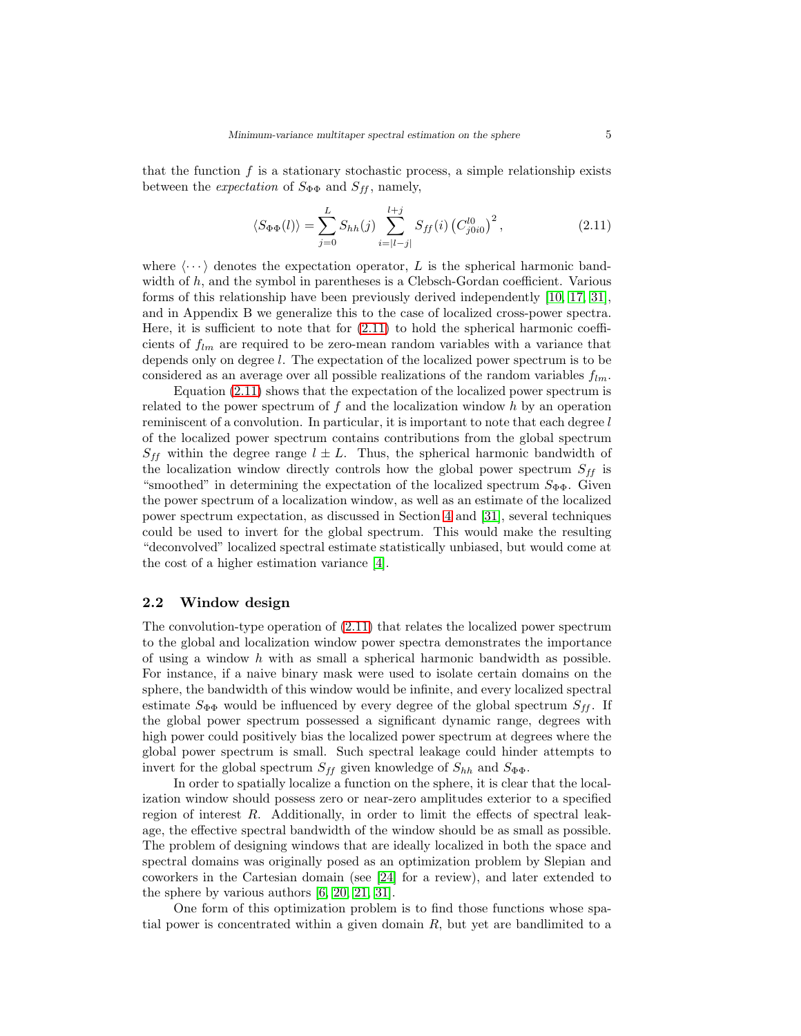that the function $f$ is a stationary stochastic process, a simple relationship exists between the *expectation* of $S_{\Phi\Phi}$ and $S_{ff}$, namely,

$$\langle S_{\Phi\Phi}(l) \rangle = \sum_{j=0}^{L} S_{hh}(j) \sum_{i=|l-j|}^{l+j} S_{ff}(i) \left( C_{j0i0}^{l0} \right)^2, \tag{2.11}$$

where $\langle \cdots \rangle$ denotes the expectation operator, $L$ is the spherical harmonic bandwidth of $h$, and the symbol in parentheses is a Clebsch-Gordan coefficient. Various forms of this relationship have been previously derived independently [10, 17, 31], and in Appendix B we generalize this to the case of localized cross-power spectra. Here, it is sufficient to note that for (2.11) to hold the spherical harmonic coefficients of $f_{lm}$ are required to be zero-mean random variables with a variance that depends only on degree $l$. The expectation of the localized power spectrum is to be considered as an average over all possible realizations of the random variables $f_{lm}$.

Equation (2.11) shows that the expectation of the localized power spectrum is related to the power spectrum of $f$ and the localization window $h$ by an operation reminiscent of a convolution. In particular, it is important to note that each degree $l$ of the localized power spectrum contains contributions from the global spectrum $S_{ff}$ within the degree range $l \pm L$. Thus, the spherical harmonic bandwidth of the localization window directly controls how the global power spectrum $S_{ff}$ is "smoothed" in determining the expectation of the localized spectrum $S_{\Phi\Phi}$. Given the power spectrum of a localization window, as well as an estimate of the localized power spectrum expectation, as discussed in Section 4 and [31], several techniques could be used to invert for the global spectrum. This would make the resulting "deconvolved" localized spectral estimate statistically unbiased, but would come at the cost of a higher estimation variance [4].

## 2.2 Window design

The convolution-type operation of (2.11) that relates the localized power spectrum to the global and localization window power spectra demonstrates the importance of using a window $h$ with as small a spherical harmonic bandwidth as possible. For instance, if a naive binary mask were used to isolate certain domains on the sphere, the bandwidth of this window would be infinite, and every localized spectral estimate $S_{\Phi\Phi}$ would be influenced by every degree of the global spectrum $S_{ff}$. If the global power spectrum possessed a significant dynamic range, degrees with high power could positively bias the localized power spectrum at degrees where the global power spectrum is small. Such spectral leakage could hinder attempts to invert for the global spectrum $S_{ff}$ given knowledge of $S_{hh}$ and $S_{\Phi\Phi}$.

In order to spatially localize a function on the sphere, it is clear that the localization window should possess zero or near-zero amplitudes exterior to a specified region of interest $R$. Additionally, in order to limit the effects of spectral leakage, the effective spectral bandwidth of the window should be as small as possible. The problem of designing windows that are ideally localized in both the space and spectral domains was originally posed as an optimization problem by Slepian and coworkers in the Cartesian domain (see [24] for a review), and later extended to the sphere by various authors [6, 20, 21, 31].

One form of this optimization problem is to find those functions whose spatial power is concentrated within a given domain $R$, but yet are bandlimited to a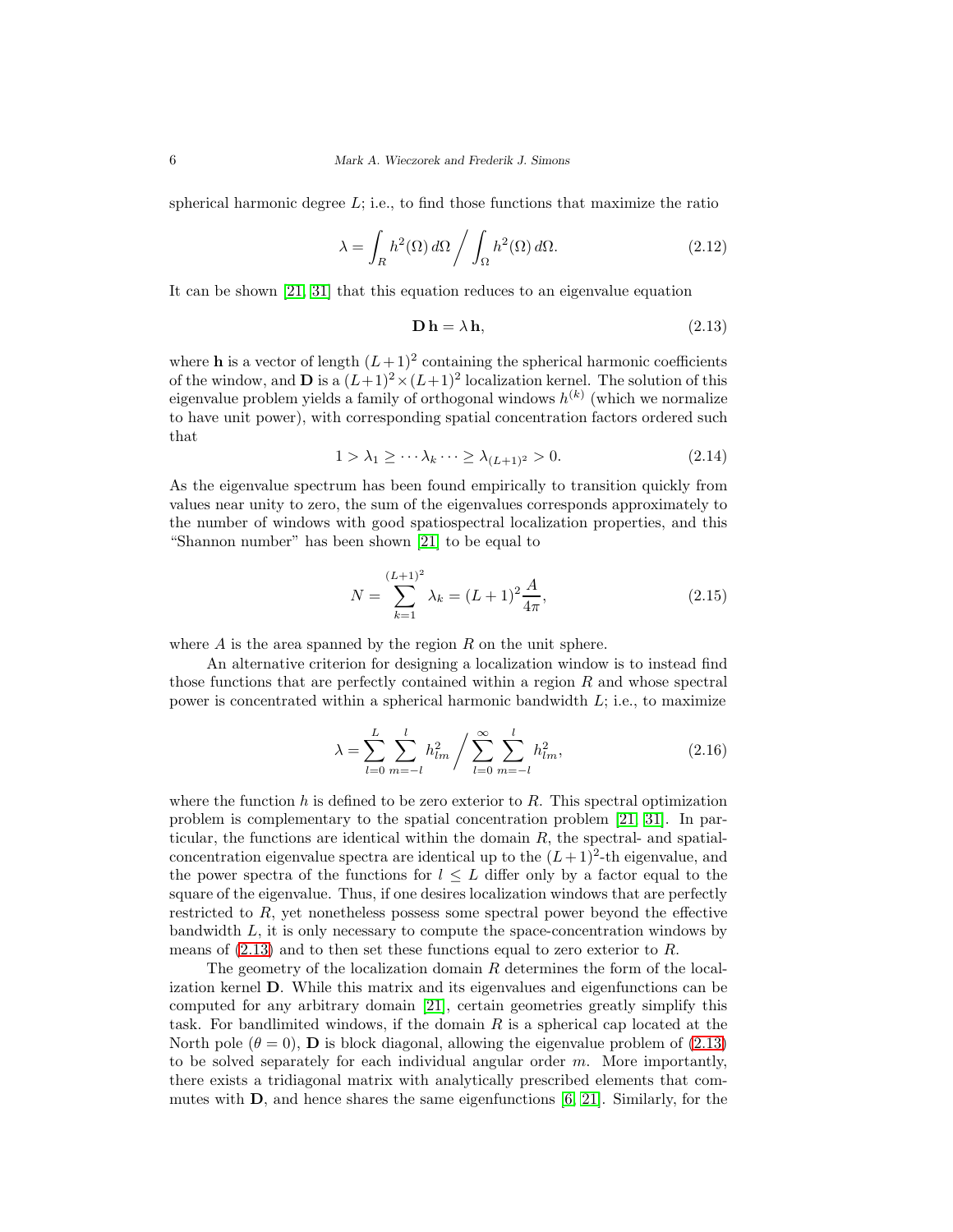spherical harmonic degree $L$; i.e., to find those functions that maximize the ratio

$$\lambda = \int_R h^2(\Omega)\, d\Omega \Bigg/ \int_\Omega h^2(\Omega)\, d\Omega. \tag{2.12}$$

It can be shown [21, 31] that this equation reduces to an eigenvalue equation

$$\mathbf{D}\,\mathbf{h} = \lambda\,\mathbf{h}, \tag{2.13}$$

where $\mathbf{h}$ is a vector of length $(L+1)^2$ containing the spherical harmonic coefficients of the window, and $\mathbf{D}$ is a $(L+1)^2 \times (L+1)^2$ localization kernel. The solution of this eigenvalue problem yields a family of orthogonal windows $h^{(k)}$ (which we normalize to have unit power), with corresponding spatial concentration factors ordered such that

$$1 > \lambda_1 \geq \cdots \lambda_k \cdots \geq \lambda_{(L+1)^2} > 0. \tag{2.14}$$

As the eigenvalue spectrum has been found empirically to transition quickly from values near unity to zero, the sum of the eigenvalues corresponds approximately to the number of windows with good spatiospectral localization properties, and this "Shannon number" has been shown [21] to be equal to

$$N = \sum_{k=1}^{(L+1)^2} \lambda_k = (L+1)^2 \frac{A}{4\pi}, \tag{2.15}$$

where $A$ is the area spanned by the region $R$ on the unit sphere.

An alternative criterion for designing a localization window is to instead find those functions that are perfectly contained within a region $R$ and whose spectral power is concentrated within a spherical harmonic bandwidth $L$; i.e., to maximize

$$\lambda = \sum_{l=0}^{L} \sum_{m=-l}^{l} h_{lm}^2 \Bigg/ \sum_{l=0}^{\infty} \sum_{m=-l}^{l} h_{lm}^2, \tag{2.16}$$

where the function $h$ is defined to be zero exterior to $R$. This spectral optimization problem is complementary to the spatial concentration problem [21, 31]. In particular, the functions are identical within the domain $R$, the spectral- and spatial-concentration eigenvalue spectra are identical up to the $(L+1)^2$-th eigenvalue, and the power spectra of the functions for $l \leq L$ differ only by a factor equal to the square of the eigenvalue. Thus, if one desires localization windows that are perfectly restricted to $R$, yet nonetheless possess some spectral power beyond the effective bandwidth $L$, it is only necessary to compute the space-concentration windows by means of (2.13) and to then set these functions equal to zero exterior to $R$.

The geometry of the localization domain $R$ determines the form of the localization kernel $\mathbf{D}$. While this matrix and its eigenvalues and eigenfunctions can be computed for any arbitrary domain [21], certain geometries greatly simplify this task. For bandlimited windows, if the domain $R$ is a spherical cap located at the North pole ($\theta = 0$), $\mathbf{D}$ is block diagonal, allowing the eigenvalue problem of (2.13) to be solved separately for each individual angular order $m$. More importantly, there exists a tridiagonal matrix with analytically prescribed elements that commutes with $\mathbf{D}$, and hence shares the same eigenfunctions [6, 21]. Similarly, for the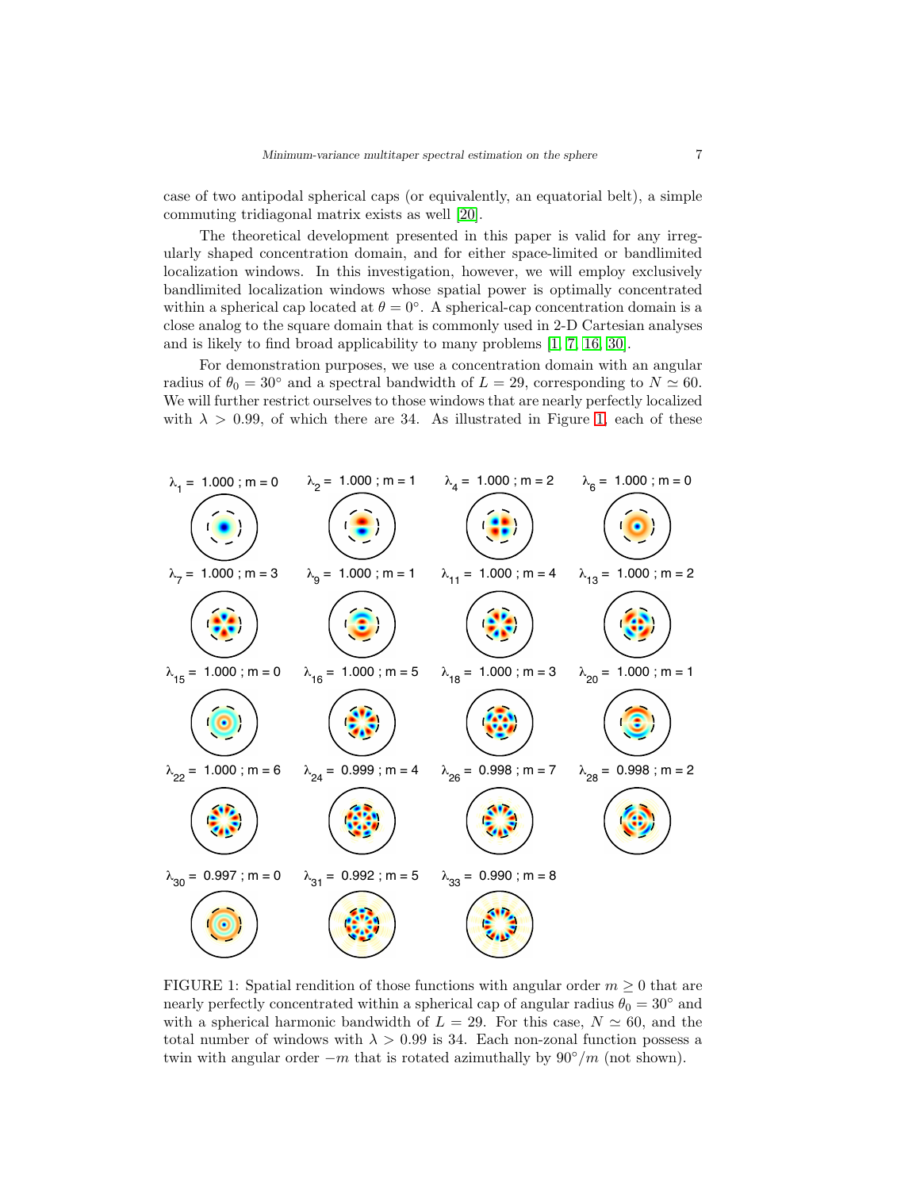case of two antipodal spherical caps (or equivalently, an equatorial belt), a simple commuting tridiagonal matrix exists as well [20].

The theoretical development presented in this paper is valid for any irregularly shaped concentration domain, and for either space-limited or bandlimited localization windows. In this investigation, however, we will employ exclusively bandlimited localization windows whose spatial power is optimally concentrated within a spherical cap located at $\theta = 0^\circ$. A spherical-cap concentration domain is a close analog to the square domain that is commonly used in 2-D Cartesian analyses and is likely to find broad applicability to many problems [1, 7, 16, 30].

For demonstration purposes, we use a concentration domain with an angular radius of $\theta_0 = 30^\circ$ and a spectral bandwidth of $L = 29$, corresponding to $N \simeq 60$. We will further restrict ourselves to those windows that are nearly perfectly localized with $\lambda > 0.99$, of which there are 34. As illustrated in Figure 1, each of these

FIGURE 1: Spatial rendition of those functions with angular order $m \geq 0$ that are nearly perfectly concentrated within a spherical cap of angular radius $\theta_0 = 30^\circ$ and with a spherical harmonic bandwidth of $L = 29$. For this case, $N \simeq 60$, and the total number of windows with $\lambda > 0.99$ is 34. Each non-zonal function possess a twin with angular order $-m$ that is rotated azimuthally by $90^\circ/m$ (not shown).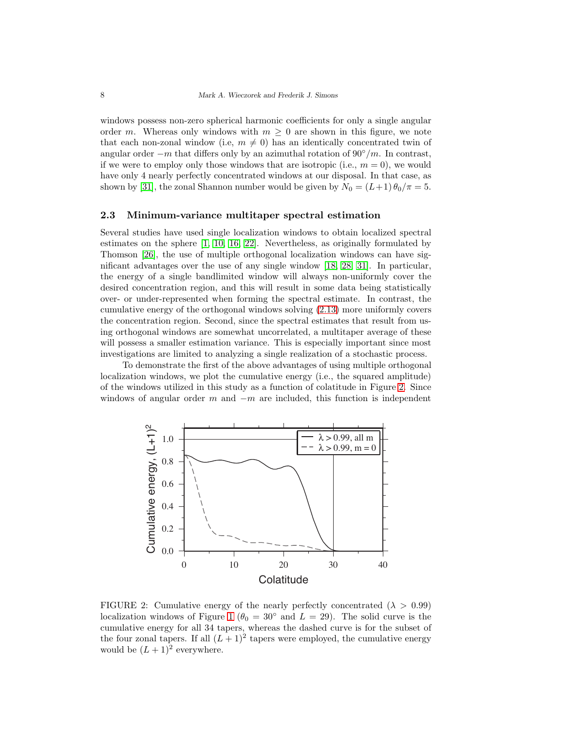windows possess non-zero spherical harmonic coefficients for only a single angular order $m$. Whereas only windows with $m \geq 0$ are shown in this figure, we note that each non-zonal window (i.e, $m \neq 0$) has an identically concentrated twin of angular order $-m$ that differs only by an azimuthal rotation of $90^\circ/m$. In contrast, if we were to employ only those windows that are isotropic (i.e., $m = 0$), we would have only 4 nearly perfectly concentrated windows at our disposal. In that case, as shown by [31], the zonal Shannon number would be given by $N_0 = (L+1)\,\theta_0/\pi = 5$.

### 2.3 Minimum-variance multitaper spectral estimation

Several studies have used single localization windows to obtain localized spectral estimates on the sphere [1, 10, 16, 22]. Nevertheless, as originally formulated by Thomson [26], the use of multiple orthogonal localization windows can have significant advantages over the use of any single window [18, 28, 31]. In particular, the energy of a single bandlimited window will always non-uniformly cover the desired concentration region, and this will result in some data being statistically over- or under-represented when forming the spectral estimate. In contrast, the cumulative energy of the orthogonal windows solving (2.13) more uniformly covers the concentration region. Second, since the spectral estimates that result from using orthogonal windows are somewhat uncorrelated, a multitaper average of these will possess a smaller estimation variance. This is especially important since most investigations are limited to analyzing a single realization of a stochastic process.

To demonstrate the first of the above advantages of using multiple orthogonal localization windows, we plot the cumulative energy (i.e., the squared amplitude) of the windows utilized in this study as a function of colatitude in Figure 2. Since windows of angular order $m$ and $-m$ are included, this function is independent

FIGURE 2: Cumulative energy of the nearly perfectly concentrated ($\lambda > 0.99$) localization windows of Figure 1 ($\theta_0 = 30^\circ$ and $L = 29$). The solid curve is the cumulative energy for all 34 tapers, whereas the dashed curve is for the subset of the four zonal tapers. If all $(L+1)^2$ tapers were employed, the cumulative energy would be $(L+1)^2$ everywhere.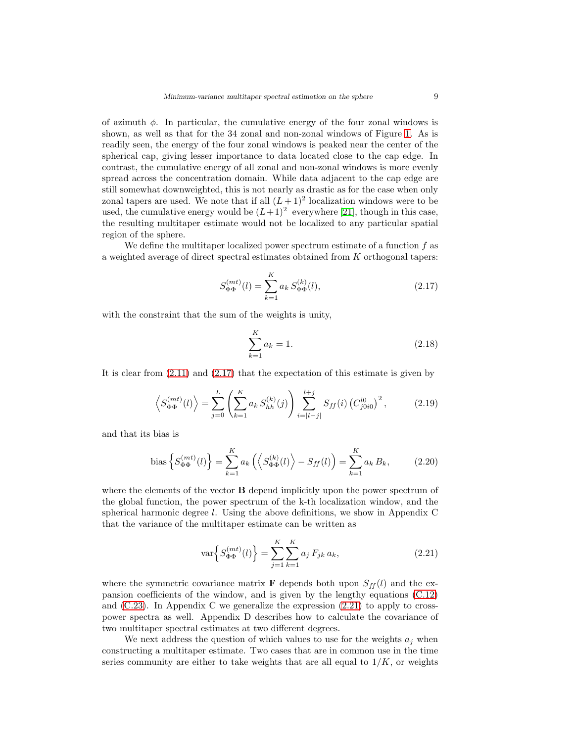of azimuth $\phi$. In particular, the cumulative energy of the four zonal windows is shown, as well as that for the 34 zonal and non-zonal windows of Figure 1. As is readily seen, the energy of the four zonal windows is peaked near the center of the spherical cap, giving lesser importance to data located close to the cap edge. In contrast, the cumulative energy of all zonal and non-zonal windows is more evenly spread across the concentration domain. While data adjacent to the cap edge are still somewhat downweighted, this is not nearly as drastic as for the case when only zonal tapers are used. We note that if all $(L+1)^2$ localization windows were to be used, the cumulative energy would be $(L+1)^2$ everywhere [21], though in this case, the resulting multitaper estimate would not be localized to any particular spatial region of the sphere.

We define the multitaper localized power spectrum estimate of a function $f$ as a weighted average of direct spectral estimates obtained from $K$ orthogonal tapers:

$$S_{\Phi\Phi}^{(mt)}(l) = \sum_{k=1}^{K} a_k \, S_{\Phi\Phi}^{(k)}(l), \tag{2.17}$$

with the constraint that the sum of the weights is unity,

$$\sum_{k=1}^{K} a_k = 1. \tag{2.18}$$

It is clear from (2.11) and (2.17) that the expectation of this estimate is given by

$$\left\langle S_{\Phi\Phi}^{(mt)}(l) \right\rangle = \sum_{j=0}^{L} \left( \sum_{k=1}^{K} a_k \, S_{hh}^{(k)}(j) \right) \sum_{i=|l-j|}^{l+j} S_{ff}(i) \left( C_{j0i0}^{l0} \right)^2, \tag{2.19}$$

and that its bias is

$$\text{bias}\left\{ S_{\Phi\Phi}^{(mt)}(l) \right\} = \sum_{k=1}^{K} a_k \left( \left\langle S_{\Phi\Phi}^{(k)}(l) \right\rangle - S_{ff}(l) \right) = \sum_{k=1}^{K} a_k \, B_k, \tag{2.20}$$

where the elements of the vector $\mathbf{B}$ depend implicitly upon the power spectrum of the global function, the power spectrum of the k-th localization window, and the spherical harmonic degree $l$. Using the above definitions, we show in Appendix C that the variance of the multitaper estimate can be written as

$$\text{var}\left\{ S_{\Phi\Phi}^{(mt)}(l) \right\} = \sum_{j=1}^{K} \sum_{k=1}^{K} a_j \, F_{jk} \, a_k, \tag{2.21}$$

where the symmetric covariance matrix $\mathbf{F}$ depends both upon $S_{ff}(l)$ and the expansion coefficients of the window, and is given by the lengthy equations (C.12) and (C.23). In Appendix C we generalize the expression (2.21) to apply to cross-power spectra as well. Appendix D describes how to calculate the covariance of two multitaper spectral estimates at two different degrees.

We next address the question of which values to use for the weights $a_j$ when constructing a multitaper estimate. Two cases that are in common use in the time series community are either to take weights that are all equal to $1/K$, or weights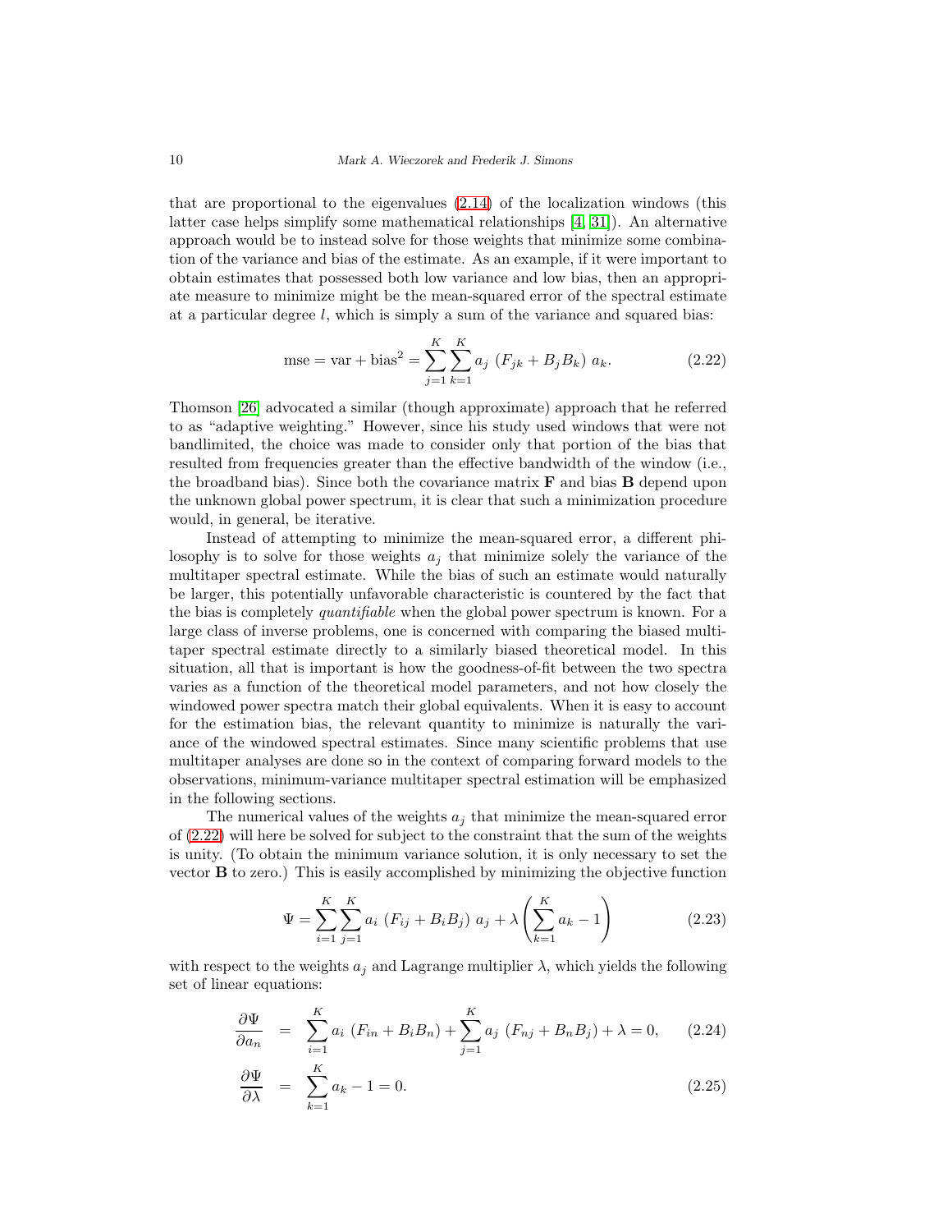that are proportional to the eigenvalues (2.14) of the localization windows (this latter case helps simplify some mathematical relationships [4, 31]). An alternative approach would be to instead solve for those weights that minimize some combination of the variance and bias of the estimate. As an example, if it were important to obtain estimates that possessed both low variance and low bias, then an appropriate measure to minimize might be the mean-squared error of the spectral estimate at a particular degree $l$, which is simply a sum of the variance and squared bias:

$$\text{mse} = \text{var} + \text{bias}^2 = \sum_{j=1}^{K} \sum_{k=1}^{K} a_j \; (F_{jk} + B_j B_k) \; a_k. \tag{2.22}$$

Thomson [26] advocated a similar (though approximate) approach that he referred to as "adaptive weighting." However, since his study used windows that were not bandlimited, the choice was made to consider only that portion of the bias that resulted from frequencies greater than the effective bandwidth of the window (i.e., the broadband bias). Since both the covariance matrix $\mathbf{F}$ and bias $\mathbf{B}$ depend upon the unknown global power spectrum, it is clear that such a minimization procedure would, in general, be iterative.

Instead of attempting to minimize the mean-squared error, a different philosophy is to solve for those weights $a_j$ that minimize solely the variance of the multitaper spectral estimate. While the bias of such an estimate would naturally be larger, this potentially unfavorable characteristic is countered by the fact that the bias is completely *quantifiable* when the global power spectrum is known. For a large class of inverse problems, one is concerned with comparing the biased multitaper spectral estimate directly to a similarly biased theoretical model. In this situation, all that is important is how the goodness-of-fit between the two spectra varies as a function of the theoretical model parameters, and not how closely the windowed power spectra match their global equivalents. When it is easy to account for the estimation bias, the relevant quantity to minimize is naturally the variance of the windowed spectral estimates. Since many scientific problems that use multitaper analyses are done so in the context of comparing forward models to the observations, minimum-variance multitaper spectral estimation will be emphasized in the following sections.

The numerical values of the weights $a_j$ that minimize the mean-squared error of (2.22) will here be solved for subject to the constraint that the sum of the weights is unity. (To obtain the minimum variance solution, it is only necessary to set the vector $\mathbf{B}$ to zero.) This is easily accomplished by minimizing the objective function

$$\Psi = \sum_{i=1}^{K} \sum_{j=1}^{K} a_i \; (F_{ij} + B_i B_j) \; a_j + \lambda \left( \sum_{k=1}^{K} a_k - 1 \right) \tag{2.23}$$

with respect to the weights $a_j$ and Lagrange multiplier $\lambda$, which yields the following set of linear equations:

$$\frac{\partial \Psi}{\partial a_n} = \sum_{i=1}^{K} a_i \; (F_{in} + B_i B_n) + \sum_{j=1}^{K} a_j \; (F_{nj} + B_n B_j) + \lambda = 0, \tag{2.24}$$

$$\frac{\partial \Psi}{\partial \lambda} = \sum_{k=1}^{K} a_k - 1 = 0. \tag{2.25}$$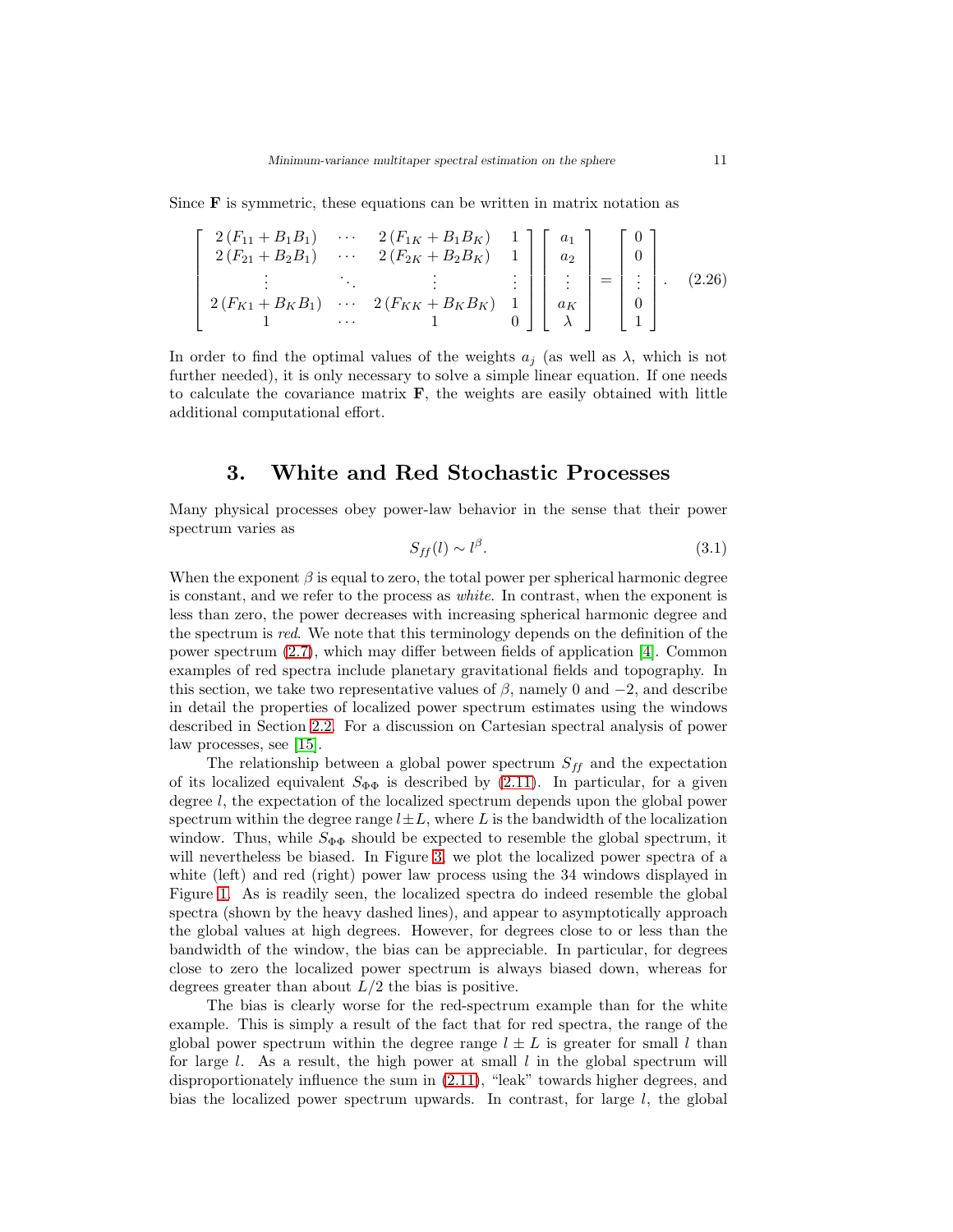Since $\mathbf{F}$ is symmetric, these equations can be written in matrix notation as

$$\begin{bmatrix} 2\left(F_{11}+B_1B_1\right) & \cdots & 2\left(F_{1K}+B_1B_K\right) & 1 \\ 2\left(F_{21}+B_2B_1\right) & \cdots & 2\left(F_{2K}+B_2B_K\right) & 1 \\ \vdots & \ddots & \vdots & \vdots \\ 2\left(F_{K1}+B_KB_1\right) & \cdots & 2\left(F_{KK}+B_KB_K\right) & 1 \\ 1 & \cdots & 1 & 0 \end{bmatrix} \begin{bmatrix} a_1 \\ a_2 \\ \vdots \\ a_K \\ \lambda \end{bmatrix} = \begin{bmatrix} 0 \\ 0 \\ \vdots \\ 0 \\ 1 \end{bmatrix}. \tag{2.26}$$

In order to find the optimal values of the weights $a_j$ (as well as $\lambda$, which is not further needed), it is only necessary to solve a simple linear equation. If one needs to calculate the covariance matrix $\mathbf{F}$, the weights are easily obtained with little additional computational effort.

## 3. White and Red Stochastic Processes

Many physical processes obey power-law behavior in the sense that their power spectrum varies as

$$S_{ff}(l) \sim l^{\beta}. \tag{3.1}$$

When the exponent $\beta$ is equal to zero, the total power per spherical harmonic degree is constant, and we refer to the process as *white*. In contrast, when the exponent is less than zero, the power decreases with increasing spherical harmonic degree and the spectrum is *red*. We note that this terminology depends on the definition of the power spectrum (2.7), which may differ between fields of application [4]. Common examples of red spectra include planetary gravitational fields and topography. In this section, we take two representative values of $\beta$, namely 0 and $-2$, and describe in detail the properties of localized power spectrum estimates using the windows described in Section 2.2. For a discussion on Cartesian spectral analysis of power law processes, see [15].

The relationship between a global power spectrum $S_{ff}$ and the expectation of its localized equivalent $S_{\Phi\Phi}$ is described by (2.11). In particular, for a given degree $l$, the expectation of the localized spectrum depends upon the global power spectrum within the degree range $l \pm L$, where $L$ is the bandwidth of the localization window. Thus, while $S_{\Phi\Phi}$ should be expected to resemble the global spectrum, it will nevertheless be biased. In Figure 3, we plot the localized power spectra of a white (left) and red (right) power law process using the 34 windows displayed in Figure 1. As is readily seen, the localized spectra do indeed resemble the global spectra (shown by the heavy dashed lines), and appear to asymptotically approach the global values at high degrees. However, for degrees close to or less than the bandwidth of the window, the bias can be appreciable. In particular, for degrees close to zero the localized power spectrum is always biased down, whereas for degrees greater than about $L/2$ the bias is positive.

The bias is clearly worse for the red-spectrum example than for the white example. This is simply a result of the fact that for red spectra, the range of the global power spectrum within the degree range $l \pm L$ is greater for small $l$ than for large $l$. As a result, the high power at small $l$ in the global spectrum will disproportionately influence the sum in (2.11), "leak" towards higher degrees, and bias the localized power spectrum upwards. In contrast, for large $l$, the global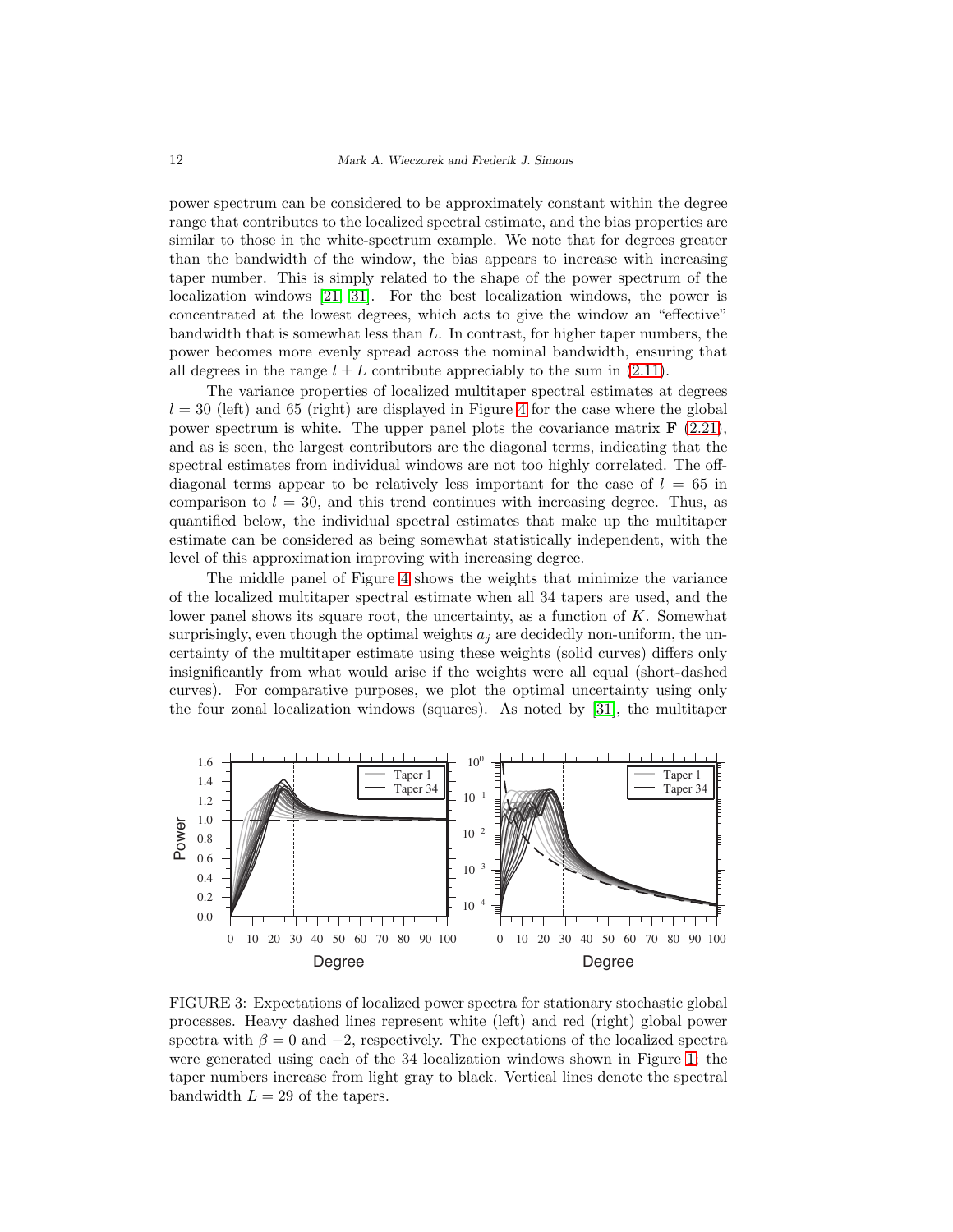power spectrum can be considered to be approximately constant within the degree range that contributes to the localized spectral estimate, and the bias properties are similar to those in the white-spectrum example. We note that for degrees greater than the bandwidth of the window, the bias appears to increase with increasing taper number. This is simply related to the shape of the power spectrum of the localization windows [21, 31]. For the best localization windows, the power is concentrated at the lowest degrees, which acts to give the window an "effective" bandwidth that is somewhat less than $L$. In contrast, for higher taper numbers, the power becomes more evenly spread across the nominal bandwidth, ensuring that all degrees in the range $l \pm L$ contribute appreciably to the sum in (2.11).

The variance properties of localized multitaper spectral estimates at degrees $l = 30$ (left) and 65 (right) are displayed in Figure 4 for the case where the global power spectrum is white. The upper panel plots the covariance matrix $\mathbf{F}$ (2.21), and as is seen, the largest contributors are the diagonal terms, indicating that the spectral estimates from individual windows are not too highly correlated. The off-diagonal terms appear to be relatively less important for the case of $l = 65$ in comparison to $l = 30$, and this trend continues with increasing degree. Thus, as quantified below, the individual spectral estimates that make up the multitaper estimate can be considered as being somewhat statistically independent, with the level of this approximation improving with increasing degree.

The middle panel of Figure 4 shows the weights that minimize the variance of the localized multitaper spectral estimate when all 34 tapers are used, and the lower panel shows its square root, the uncertainty, as a function of $K$. Somewhat surprisingly, even though the optimal weights $a_j$ are decidedly non-uniform, the uncertainty of the multitaper estimate using these weights (solid curves) differs only insignificantly from what would arise if the weights were all equal (short-dashed curves). For comparative purposes, we plot the optimal uncertainty using only the four zonal localization windows (squares). As noted by [31], the multitaper

FIGURE 3: Expectations of localized power spectra for stationary stochastic global processes. Heavy dashed lines represent white (left) and red (right) global power spectra with $\beta = 0$ and $-2$, respectively. The expectations of the localized spectra were generated using each of the 34 localization windows shown in Figure 1; the taper numbers increase from light gray to black. Vertical lines denote the spectral bandwidth $L = 29$ of the tapers.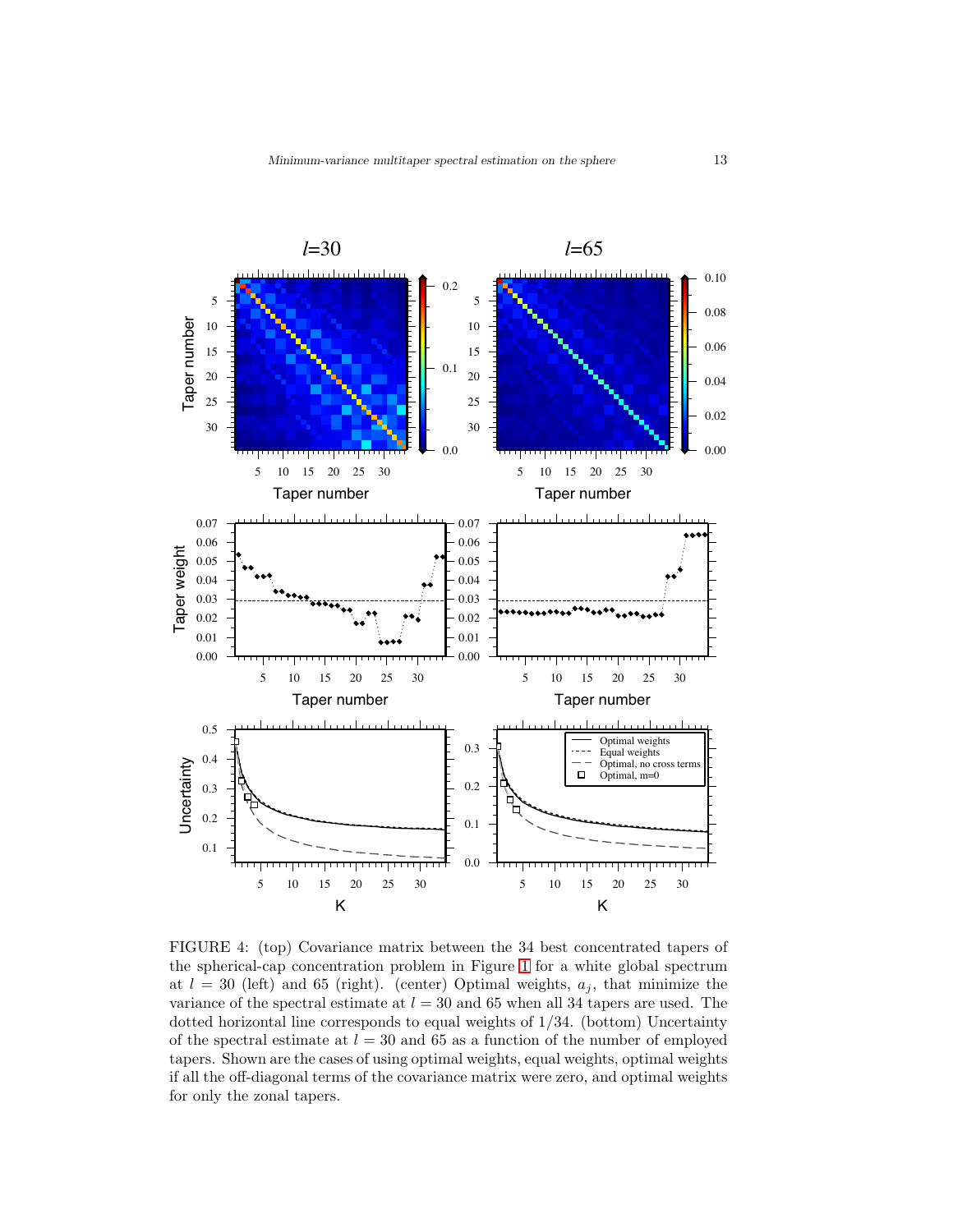FIGURE 4: (top) Covariance matrix between the 34 best concentrated tapers of the spherical-cap concentration problem in Figure 1 for a white global spectrum at $l = 30$ (left) and 65 (right). (center) Optimal weights, $a_j$, that minimize the variance of the spectral estimate at $l = 30$ and 65 when all 34 tapers are used. The dotted horizontal line corresponds to equal weights of 1/34. (bottom) Uncertainty of the spectral estimate at $l = 30$ and 65 as a function of the number of employed tapers. Shown are the cases of using optimal weights, equal weights, optimal weights if all the off-diagonal terms of the covariance matrix were zero, and optimal weights for only the zonal tapers.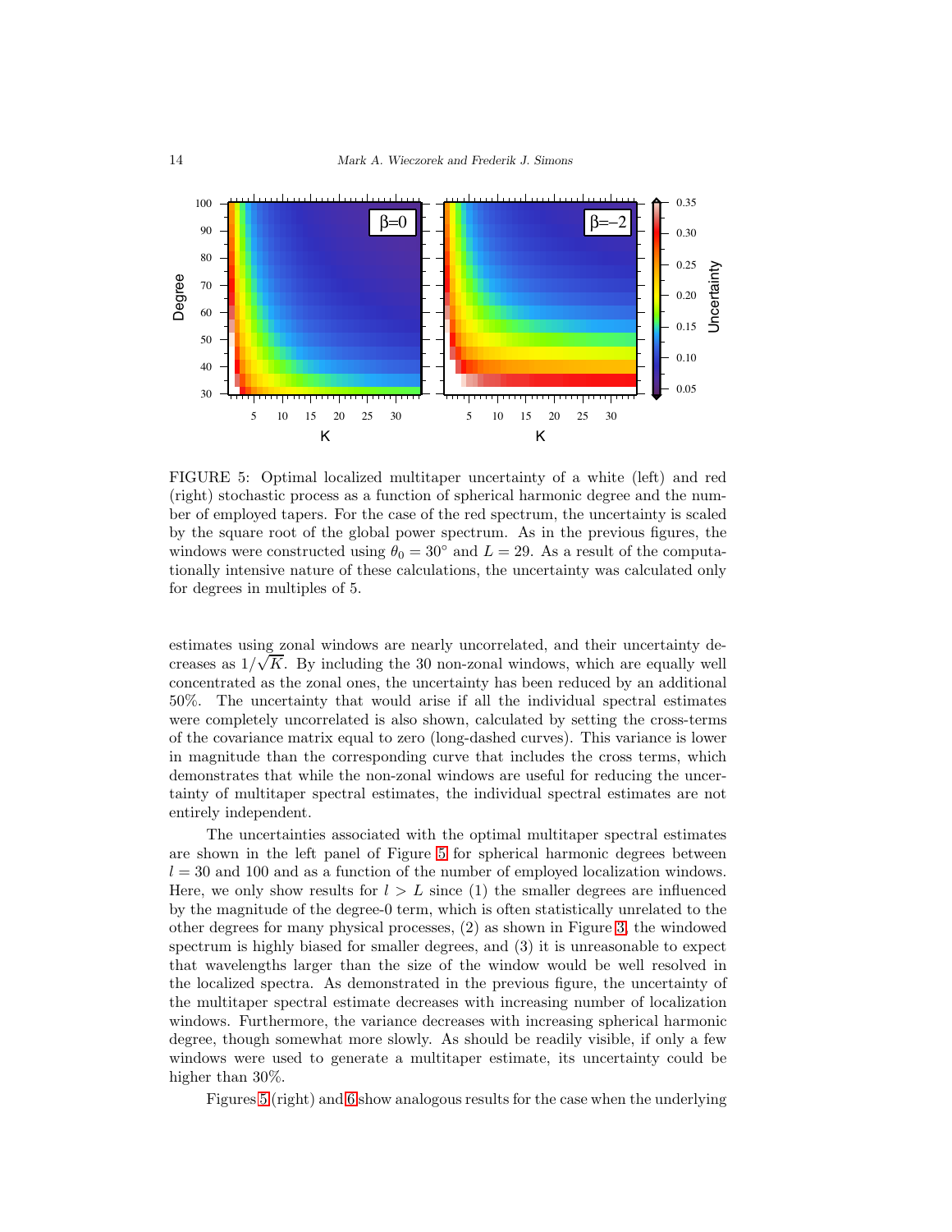FIGURE 5: Optimal localized multitaper uncertainty of a white (left) and red (right) stochastic process as a function of spherical harmonic degree and the number of employed tapers. For the case of the red spectrum, the uncertainty is scaled by the square root of the global power spectrum. As in the previous figures, the windows were constructed using $\theta_0 = 30°$ and $L = 29$. As a result of the computationally intensive nature of these calculations, the uncertainty was calculated only for degrees in multiples of 5.

estimates using zonal windows are nearly uncorrelated, and their uncertainty decreases as $1/\sqrt{K}$. By including the 30 non-zonal windows, which are equally well concentrated as the zonal ones, the uncertainty has been reduced by an additional 50%. The uncertainty that would arise if all the individual spectral estimates were completely uncorrelated is also shown, calculated by setting the cross-terms of the covariance matrix equal to zero (long-dashed curves). This variance is lower in magnitude than the corresponding curve that includes the cross terms, which demonstrates that while the non-zonal windows are useful for reducing the uncertainty of multitaper spectral estimates, the individual spectral estimates are not entirely independent.

The uncertainties associated with the optimal multitaper spectral estimates are shown in the left panel of Figure 5 for spherical harmonic degrees between $l = 30$ and 100 and as a function of the number of employed localization windows. Here, we only show results for $l > L$ since (1) the smaller degrees are influenced by the magnitude of the degree-0 term, which is often statistically unrelated to the other degrees for many physical processes, (2) as shown in Figure 3, the windowed spectrum is highly biased for smaller degrees, and (3) it is unreasonable to expect that wavelengths larger than the size of the window would be well resolved in the localized spectra. As demonstrated in the previous figure, the uncertainty of the multitaper spectral estimate decreases with increasing number of localization windows. Furthermore, the variance decreases with increasing spherical harmonic degree, though somewhat more slowly. As should be readily visible, if only a few windows were used to generate a multitaper estimate, its uncertainty could be higher than 30%.

Figures 5 (right) and 6 show analogous results for the case when the underlying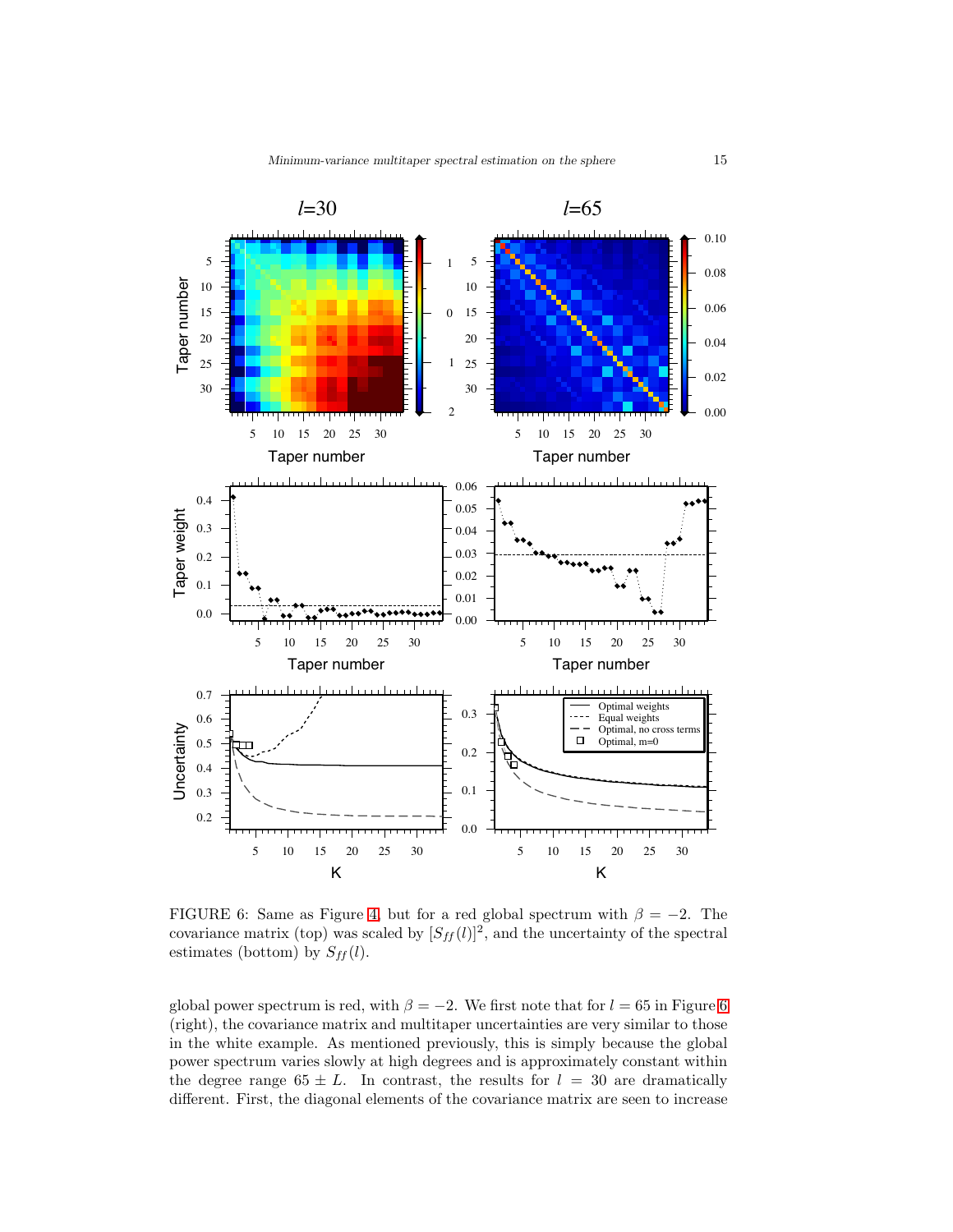FIGURE 6: Same as Figure 4, but for a red global spectrum with $\beta = -2$. The covariance matrix (top) was scaled by $[S_{ff}(l)]^2$, and the uncertainty of the spectral estimates (bottom) by $S_{ff}(l)$.

global power spectrum is red, with $\beta = -2$. We first note that for $l = 65$ in Figure 6 (right), the covariance matrix and multitaper uncertainties are very similar to those in the white example. As mentioned previously, this is simply because the global power spectrum varies slowly at high degrees and is approximately constant within the degree range $65 \pm L$. In contrast, the results for $l = 30$ are dramatically different. First, the diagonal elements of the covariance matrix are seen to increase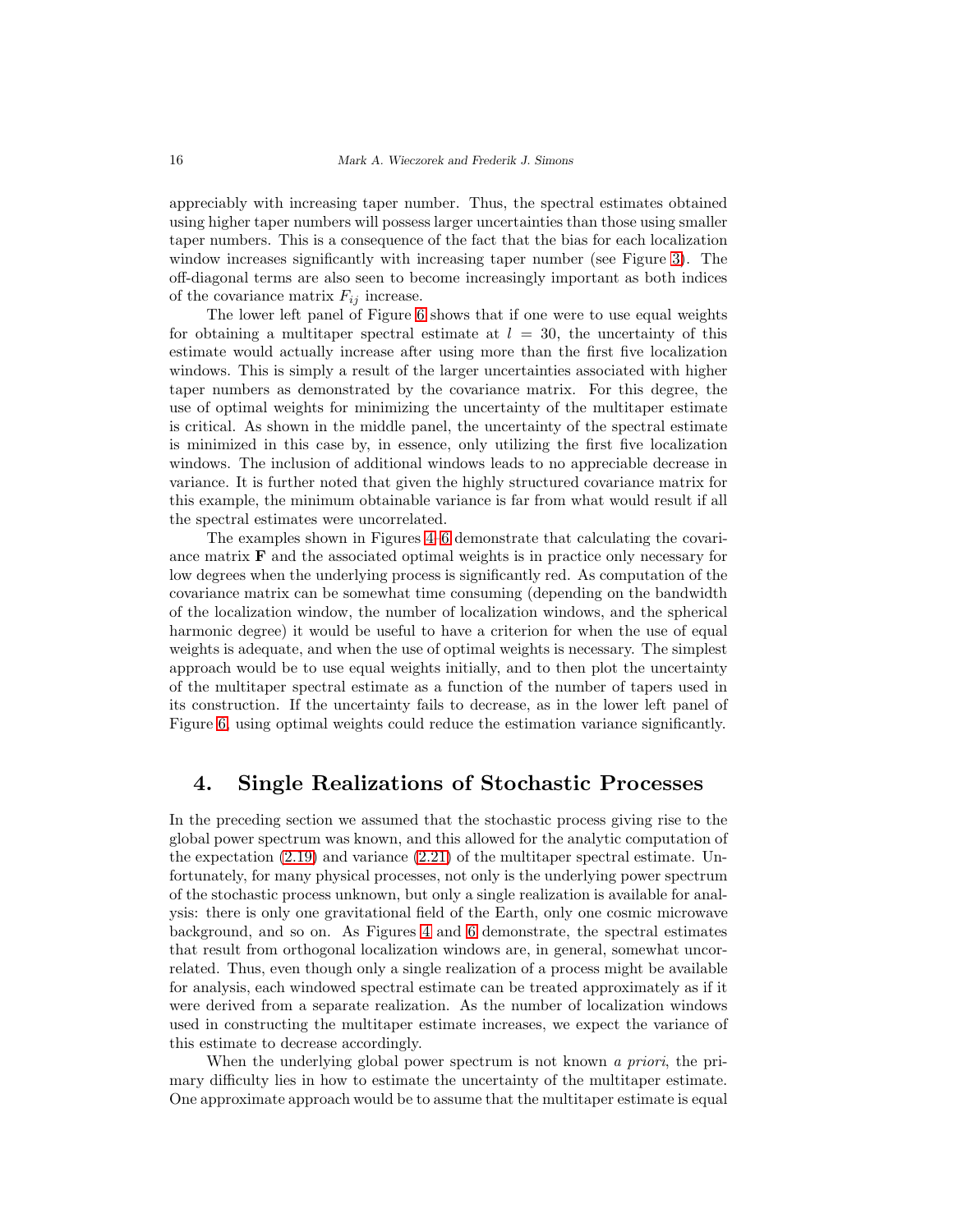appreciably with increasing taper number. Thus, the spectral estimates obtained using higher taper numbers will possess larger uncertainties than those using smaller taper numbers. This is a consequence of the fact that the bias for each localization window increases significantly with increasing taper number (see Figure 3). The off-diagonal terms are also seen to become increasingly important as both indices of the covariance matrix $F_{ij}$ increase.

The lower left panel of Figure 6 shows that if one were to use equal weights for obtaining a multitaper spectral estimate at $l = 30$, the uncertainty of this estimate would actually increase after using more than the first five localization windows. This is simply a result of the larger uncertainties associated with higher taper numbers as demonstrated by the covariance matrix. For this degree, the use of optimal weights for minimizing the uncertainty of the multitaper estimate is critical. As shown in the middle panel, the uncertainty of the spectral estimate is minimized in this case by, in essence, only utilizing the first five localization windows. The inclusion of additional windows leads to no appreciable decrease in variance. It is further noted that given the highly structured covariance matrix for this example, the minimum obtainable variance is far from what would result if all the spectral estimates were uncorrelated.

The examples shown in Figures 4–6 demonstrate that calculating the covariance matrix $\mathbf{F}$ and the associated optimal weights is in practice only necessary for low degrees when the underlying process is significantly red. As computation of the covariance matrix can be somewhat time consuming (depending on the bandwidth of the localization window, the number of localization windows, and the spherical harmonic degree) it would be useful to have a criterion for when the use of equal weights is adequate, and when the use of optimal weights is necessary. The simplest approach would be to use equal weights initially, and to then plot the uncertainty of the multitaper spectral estimate as a function of the number of tapers used in its construction. If the uncertainty fails to decrease, as in the lower left panel of Figure 6, using optimal weights could reduce the estimation variance significantly.

## 4. Single Realizations of Stochastic Processes

In the preceding section we assumed that the stochastic process giving rise to the global power spectrum was known, and this allowed for the analytic computation of the expectation (2.19) and variance (2.21) of the multitaper spectral estimate. Unfortunately, for many physical processes, not only is the underlying power spectrum of the stochastic process unknown, but only a single realization is available for analysis: there is only one gravitational field of the Earth, only one cosmic microwave background, and so on. As Figures 4 and 6 demonstrate, the spectral estimates that result from orthogonal localization windows are, in general, somewhat uncorrelated. Thus, even though only a single realization of a process might be available for analysis, each windowed spectral estimate can be treated approximately as if it were derived from a separate realization. As the number of localization windows used in constructing the multitaper estimate increases, we expect the variance of this estimate to decrease accordingly.

When the underlying global power spectrum is not known *a priori*, the primary difficulty lies in how to estimate the uncertainty of the multitaper estimate. One approximate approach would be to assume that the multitaper estimate is equal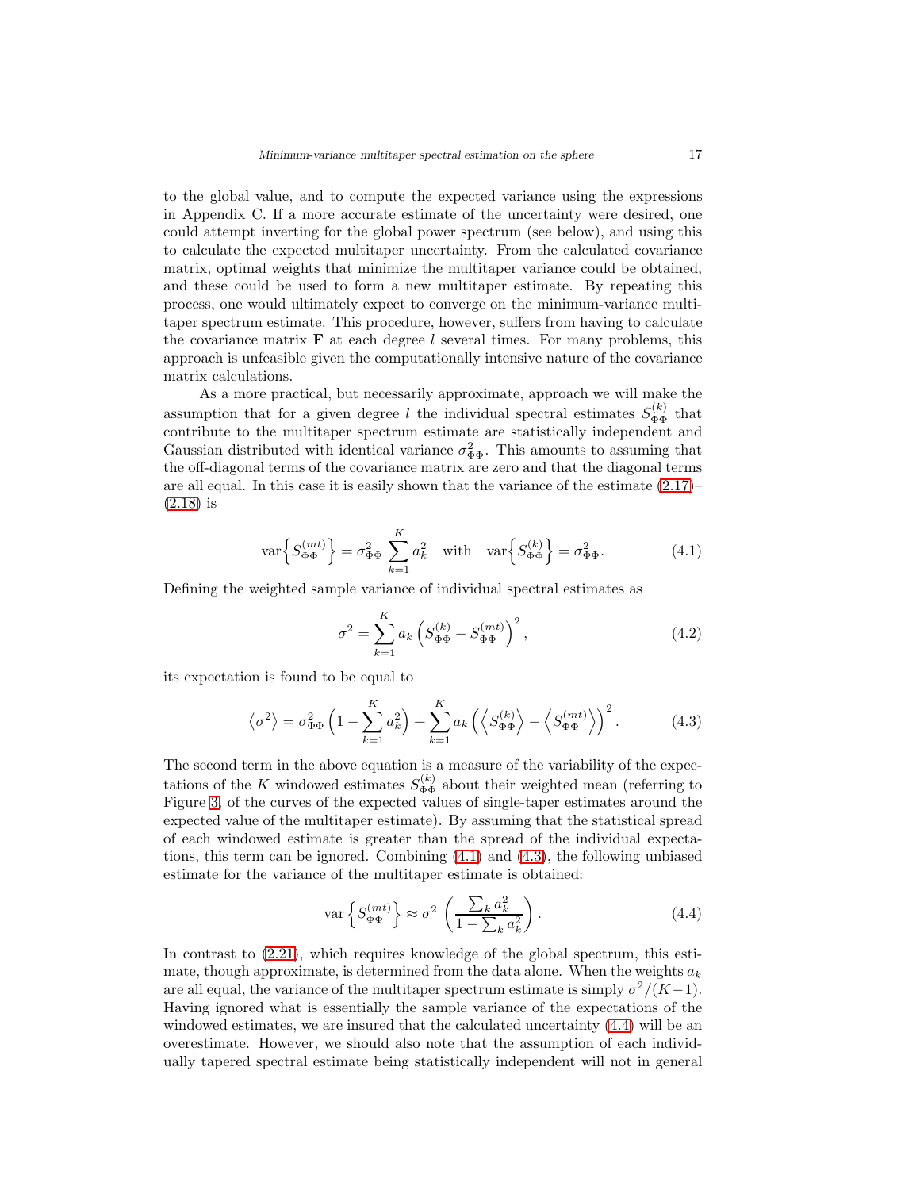to the global value, and to compute the expected variance using the expressions in Appendix C. If a more accurate estimate of the uncertainty were desired, one could attempt inverting for the global power spectrum (see below), and using this to calculate the expected multitaper uncertainty. From the calculated covariance matrix, optimal weights that minimize the multitaper variance could be obtained, and these could be used to form a new multitaper estimate. By repeating this process, one would ultimately expect to converge on the minimum-variance multitaper spectrum estimate. This procedure, however, suffers from having to calculate the covariance matrix $\mathbf{F}$ at each degree $l$ several times. For many problems, this approach is unfeasible given the computationally intensive nature of the covariance matrix calculations.

As a more practical, but necessarily approximate, approach we will make the assumption that for a given degree $l$ the individual spectral estimates $S^{(k)}_{\Phi\Phi}$ that contribute to the multitaper spectrum estimate are statistically independent and Gaussian distributed with identical variance $\sigma^2_{\Phi\Phi}$. This amounts to assuming that the off-diagonal terms of the covariance matrix are zero and that the diagonal terms are all equal. In this case it is easily shown that the variance of the estimate (2.17)–(2.18) is

$$\mathrm{var}\Big\{S^{(mt)}_{\Phi\Phi}\Big\} = \sigma^2_{\Phi\Phi} \sum_{k=1}^{K} a_k^2 \quad \text{with} \quad \mathrm{var}\Big\{S^{(k)}_{\Phi\Phi}\Big\} = \sigma^2_{\Phi\Phi}. \tag{4.1}$$

Defining the weighted sample variance of individual spectral estimates as

$$\sigma^2 = \sum_{k=1}^{K} a_k \left(S^{(k)}_{\Phi\Phi} - S^{(mt)}_{\Phi\Phi}\right)^2, \tag{4.2}$$

its expectation is found to be equal to

$$\left\langle \sigma^2 \right\rangle = \sigma^2_{\Phi\Phi}\left(1 - \sum_{k=1}^{K} a_k^2\right) + \sum_{k=1}^{K} a_k \left(\left\langle S^{(k)}_{\Phi\Phi}\right\rangle - \left\langle S^{(mt)}_{\Phi\Phi}\right\rangle\right)^2. \tag{4.3}$$

The second term in the above equation is a measure of the variability of the expectations of the $K$ windowed estimates $S^{(k)}_{\Phi\Phi}$ about their weighted mean (referring to Figure 3, of the curves of the expected values of single-taper estimates around the expected value of the multitaper estimate). By assuming that the statistical spread of each windowed estimate is greater than the spread of the individual expectations, this term can be ignored. Combining (4.1) and (4.3), the following unbiased estimate for the variance of the multitaper estimate is obtained:

$$\mathrm{var}\left\{S^{(mt)}_{\Phi\Phi}\right\} \approx \sigma^2 \left(\frac{\sum_k a_k^2}{1 - \sum_k a_k^2}\right). \tag{4.4}$$

In contrast to (2.21), which requires knowledge of the global spectrum, this estimate, though approximate, is determined from the data alone. When the weights $a_k$ are all equal, the variance of the multitaper spectrum estimate is simply $\sigma^2/(K-1)$. Having ignored what is essentially the sample variance of the expectations of the windowed estimates, we are insured that the calculated uncertainty (4.4) will be an overestimate. However, we should also note that the assumption of each individually tapered spectral estimate being statistically independent will not in general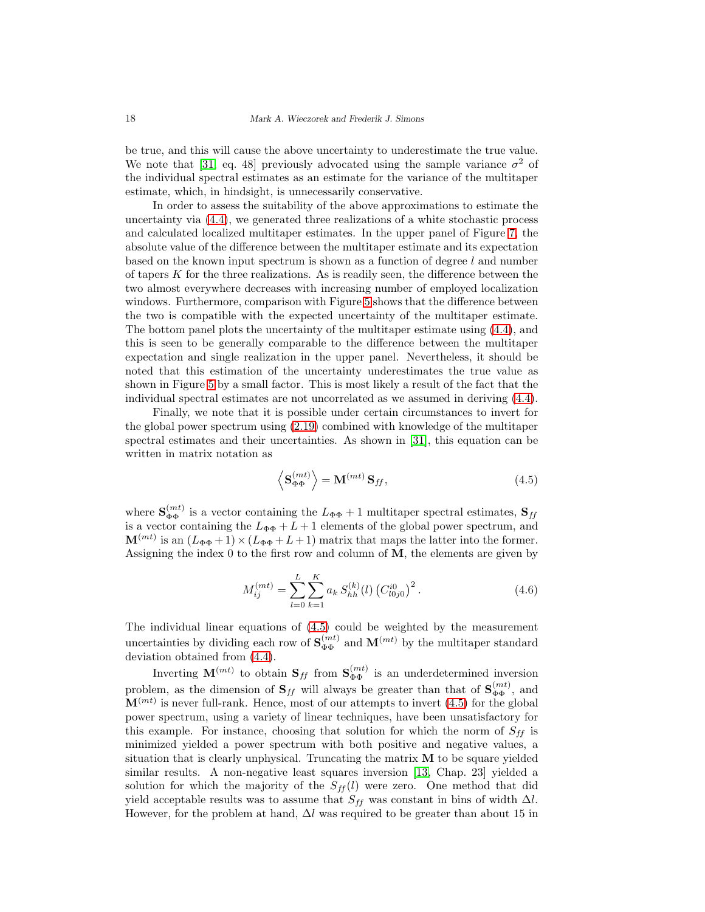be true, and this will cause the above uncertainty to underestimate the true value. We note that [31, eq. 48] previously advocated using the sample variance $\sigma^2$ of the individual spectral estimates as an estimate for the variance of the multitaper estimate, which, in hindsight, is unnecessarily conservative.

In order to assess the suitability of the above approximations to estimate the uncertainty via (4.4), we generated three realizations of a white stochastic process and calculated localized multitaper estimates. In the upper panel of Figure 7, the absolute value of the difference between the multitaper estimate and its expectation based on the known input spectrum is shown as a function of degree $l$ and number of tapers $K$ for the three realizations. As is readily seen, the difference between the two almost everywhere decreases with increasing number of employed localization windows. Furthermore, comparison with Figure 5 shows that the difference between the two is compatible with the expected uncertainty of the multitaper estimate. The bottom panel plots the uncertainty of the multitaper estimate using (4.4), and this is seen to be generally comparable to the difference between the multitaper expectation and single realization in the upper panel. Nevertheless, it should be noted that this estimation of the uncertainty underestimates the true value as shown in Figure 5 by a small factor. This is most likely a result of the fact that the individual spectral estimates are not uncorrelated as we assumed in deriving (4.4).

Finally, we note that it is possible under certain circumstances to invert for the global power spectrum using (2.19) combined with knowledge of the multitaper spectral estimates and their uncertainties. As shown in [31], this equation can be written in matrix notation as

$$\left\langle \mathbf{S}_{\Phi\Phi}^{(mt)} \right\rangle = \mathbf{M}^{(mt)}\, \mathbf{S}_{ff}, \tag{4.5}$$

where $\mathbf{S}_{\Phi\Phi}^{(mt)}$ is a vector containing the $L_{\Phi\Phi}+1$ multitaper spectral estimates, $\mathbf{S}_{ff}$ is a vector containing the $L_{\Phi\Phi}+L+1$ elements of the global power spectrum, and $\mathbf{M}^{(mt)}$ is an $(L_{\Phi\Phi}+1)\times(L_{\Phi\Phi}+L+1)$ matrix that maps the latter into the former. Assigning the index 0 to the first row and column of $\mathbf{M}$, the elements are given by

$$M_{ij}^{(mt)} = \sum_{l=0}^{L}\sum_{k=1}^{K} a_k\, S_{hh}^{(k)}(l)\left(C_{l0j0}^{i0}\right)^2. \tag{4.6}$$

The individual linear equations of (4.5) could be weighted by the measurement uncertainties by dividing each row of $\mathbf{S}_{\Phi\Phi}^{(mt)}$ and $\mathbf{M}^{(mt)}$ by the multitaper standard deviation obtained from (4.4).

Inverting $\mathbf{M}^{(mt)}$ to obtain $\mathbf{S}_{ff}$ from $\mathbf{S}_{\Phi\Phi}^{(mt)}$ is an underdetermined inversion problem, as the dimension of $\mathbf{S}_{ff}$ will always be greater than that of $\mathbf{S}_{\Phi\Phi}^{(mt)}$, and $\mathbf{M}^{(mt)}$ is never full-rank. Hence, most of our attempts to invert (4.5) for the global power spectrum, using a variety of linear techniques, have been unsatisfactory for this example. For instance, choosing that solution for which the norm of $S_{ff}$ is minimized yielded a power spectrum with both positive and negative values, a situation that is clearly unphysical. Truncating the matrix $\mathbf{M}$ to be square yielded similar results. A non-negative least squares inversion [13, Chap. 23] yielded a solution for which the majority of the $S_{ff}(l)$ were zero. One method that did yield acceptable results was to assume that $S_{ff}$ was constant in bins of width $\Delta l$. However, for the problem at hand, $\Delta l$ was required to be greater than about 15 in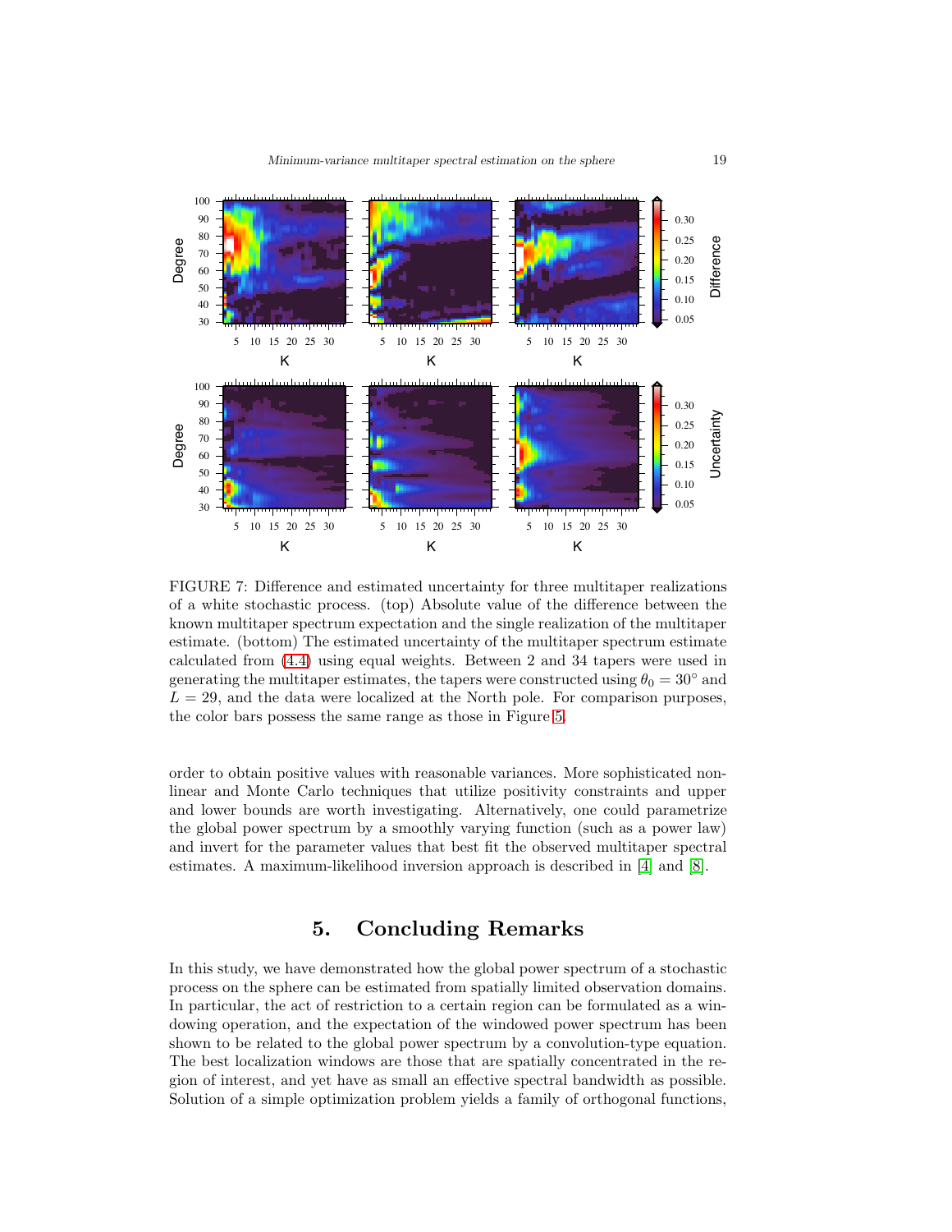FIGURE 7: Difference and estimated uncertainty for three multitaper realizations of a white stochastic process. (top) Absolute value of the difference between the known multitaper spectrum expectation and the single realization of the multitaper estimate. (bottom) The estimated uncertainty of the multitaper spectrum estimate calculated from (4.4) using equal weights. Between 2 and 34 tapers were used in generating the multitaper estimates, the tapers were constructed using $\theta_0 = 30^\circ$ and $L = 29$, and the data were localized at the North pole. For comparison purposes, the color bars possess the same range as those in Figure 5.

order to obtain positive values with reasonable variances. More sophisticated nonlinear and Monte Carlo techniques that utilize positivity constraints and upper and lower bounds are worth investigating. Alternatively, one could parametrize the global power spectrum by a smoothly varying function (such as a power law) and invert for the parameter values that best fit the observed multitaper spectral estimates. A maximum-likelihood inversion approach is described in [4] and [8].

## 5. Concluding Remarks

In this study, we have demonstrated how the global power spectrum of a stochastic process on the sphere can be estimated from spatially limited observation domains. In particular, the act of restriction to a certain region can be formulated as a windowing operation, and the expectation of the windowed power spectrum has been shown to be related to the global power spectrum by a convolution-type equation. The best localization windows are those that are spatially concentrated in the region of interest, and yet have as small an effective spectral bandwidth as possible. Solution of a simple optimization problem yields a family of orthogonal functions,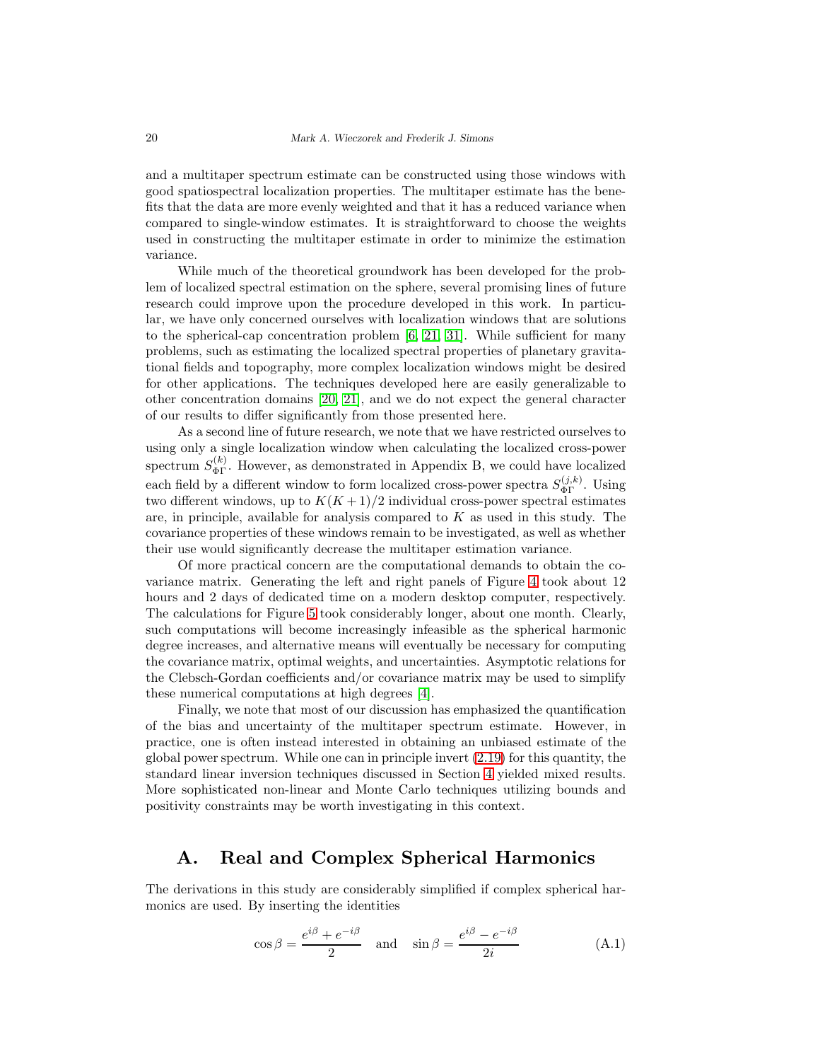and a multitaper spectrum estimate can be constructed using those windows with good spatiospectral localization properties. The multitaper estimate has the benefits that the data are more evenly weighted and that it has a reduced variance when compared to single-window estimates. It is straightforward to choose the weights used in constructing the multitaper estimate in order to minimize the estimation variance.

While much of the theoretical groundwork has been developed for the problem of localized spectral estimation on the sphere, several promising lines of future research could improve upon the procedure developed in this work. In particular, we have only concerned ourselves with localization windows that are solutions to the spherical-cap concentration problem [6, 21, 31]. While sufficient for many problems, such as estimating the localized spectral properties of planetary gravitational fields and topography, more complex localization windows might be desired for other applications. The techniques developed here are easily generalizable to other concentration domains [20, 21], and we do not expect the general character of our results to differ significantly from those presented here.

As a second line of future research, we note that we have restricted ourselves to using only a single localization window when calculating the localized cross-power spectrum $S^{(k)}_{\Phi\Gamma}$. However, as demonstrated in Appendix B, we could have localized each field by a different window to form localized cross-power spectra $S^{(j,k)}_{\Phi\Gamma}$. Using two different windows, up to $K(K+1)/2$ individual cross-power spectral estimates are, in principle, available for analysis compared to $K$ as used in this study. The covariance properties of these windows remain to be investigated, as well as whether their use would significantly decrease the multitaper estimation variance.

Of more practical concern are the computational demands to obtain the covariance matrix. Generating the left and right panels of Figure 4 took about 12 hours and 2 days of dedicated time on a modern desktop computer, respectively. The calculations for Figure 5 took considerably longer, about one month. Clearly, such computations will become increasingly infeasible as the spherical harmonic degree increases, and alternative means will eventually be necessary for computing the covariance matrix, optimal weights, and uncertainties. Asymptotic relations for the Clebsch-Gordan coefficients and/or covariance matrix may be used to simplify these numerical computations at high degrees [4].

Finally, we note that most of our discussion has emphasized the quantification of the bias and uncertainty of the multitaper spectrum estimate. However, in practice, one is often instead interested in obtaining an unbiased estimate of the global power spectrum. While one can in principle invert (2.19) for this quantity, the standard linear inversion techniques discussed in Section 4 yielded mixed results. More sophisticated non-linear and Monte Carlo techniques utilizing bounds and positivity constraints may be worth investigating in this context.

## A. Real and Complex Spherical Harmonics

The derivations in this study are considerably simplified if complex spherical harmonics are used. By inserting the identities

$$\cos\beta = \frac{e^{i\beta} + e^{-i\beta}}{2} \quad \text{and} \quad \sin\beta = \frac{e^{i\beta} - e^{-i\beta}}{2i} \tag{A.1}$$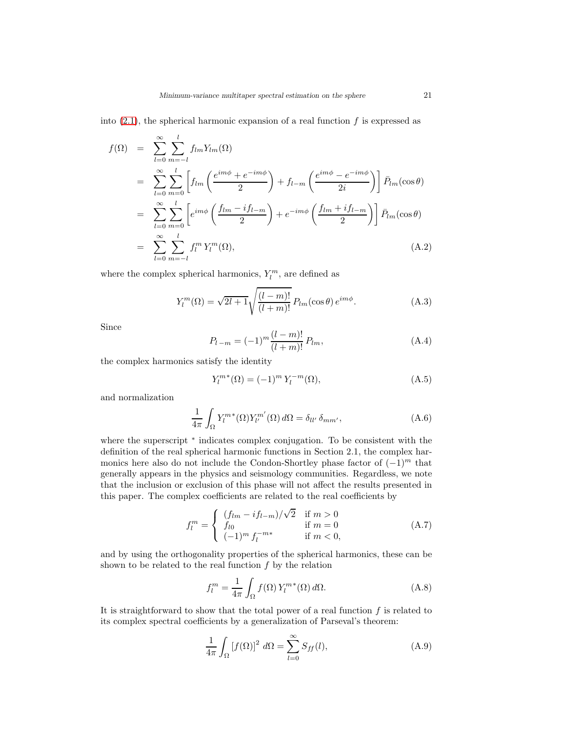into (2.1), the spherical harmonic expansion of a real function $f$ is expressed as

$$
\begin{aligned}
f(\Omega) &= \sum_{l=0}^{\infty} \sum_{m=-l}^{l} f_{lm} Y_{lm}(\Omega) \\
&= \sum_{l=0}^{\infty} \sum_{m=0}^{l} \left[ f_{lm} \left( \frac{e^{im\phi} + e^{-im\phi}}{2} \right) + f_{l-m} \left( \frac{e^{im\phi} - e^{-im\phi}}{2i} \right) \right] \bar{P}_{lm}(\cos\theta) \\
&= \sum_{l=0}^{\infty} \sum_{m=0}^{l} \left[ e^{im\phi} \left( \frac{f_{lm} - i f_{l-m}}{2} \right) + e^{-im\phi} \left( \frac{f_{lm} + i f_{l-m}}{2} \right) \right] \bar{P}_{lm}(\cos\theta) \\
&= \sum_{l=0}^{\infty} \sum_{m=-l}^{l} f_l^m \, Y_l^m(\Omega), \qquad \text{(A.2)}
\end{aligned}
$$

where the complex spherical harmonics, $Y_l^m$, are defined as

$$
Y_l^m(\Omega) = \sqrt{2l+1} \sqrt{\frac{(l-m)!}{(l+m)!}} \, P_{lm}(\cos\theta) \, e^{im\phi}. \qquad \text{(A.3)}
$$

Since

$$
P_{l\,-m} = (-1)^m \frac{(l-m)!}{(l+m)!} \, P_{lm}, \qquad \text{(A.4)}
$$

the complex harmonics satisfy the identity

$$
Y_l^{m*}(\Omega) = (-1)^m \, Y_l^{-m}(\Omega), \qquad \text{(A.5)}
$$

and normalization

$$
\frac{1}{4\pi} \int_\Omega Y_l^{m*}(\Omega) Y_{l'}^{m'}(\Omega) \, d\Omega = \delta_{ll'} \, \delta_{mm'}, \qquad \text{(A.6)}
$$

where the superscript $^*$ indicates complex conjugation. To be consistent with the definition of the real spherical harmonic functions in Section 2.1, the complex harmonics here also do not include the Condon-Shortley phase factor of $(-1)^m$ that generally appears in the physics and seismology communities. Regardless, we note that the inclusion or exclusion of this phase will not affect the results presented in this paper. The complex coefficients are related to the real coefficients by

$$
f_l^m = \begin{cases} (f_{lm} - i f_{l-m})/\sqrt{2} & \text{if } m > 0 \\ f_{l0} & \text{if } m = 0 \\ (-1)^m \, f_l^{-m*} & \text{if } m < 0, \end{cases} \qquad \text{(A.7)}
$$

and by using the orthogonality properties of the spherical harmonics, these can be shown to be related to the real function $f$ by the relation

$$
f_l^m = \frac{1}{4\pi} \int_\Omega f(\Omega) \, Y_l^{m*}(\Omega) \, d\Omega. \qquad \text{(A.8)}
$$

It is straightforward to show that the total power of a real function $f$ is related to its complex spectral coefficients by a generalization of Parseval's theorem:

$$
\frac{1}{4\pi} \int_\Omega \left[ f(\Omega) \right]^2 \, d\Omega = \sum_{l=0}^{\infty} S_{ff}(l), \qquad \text{(A.9)}
$$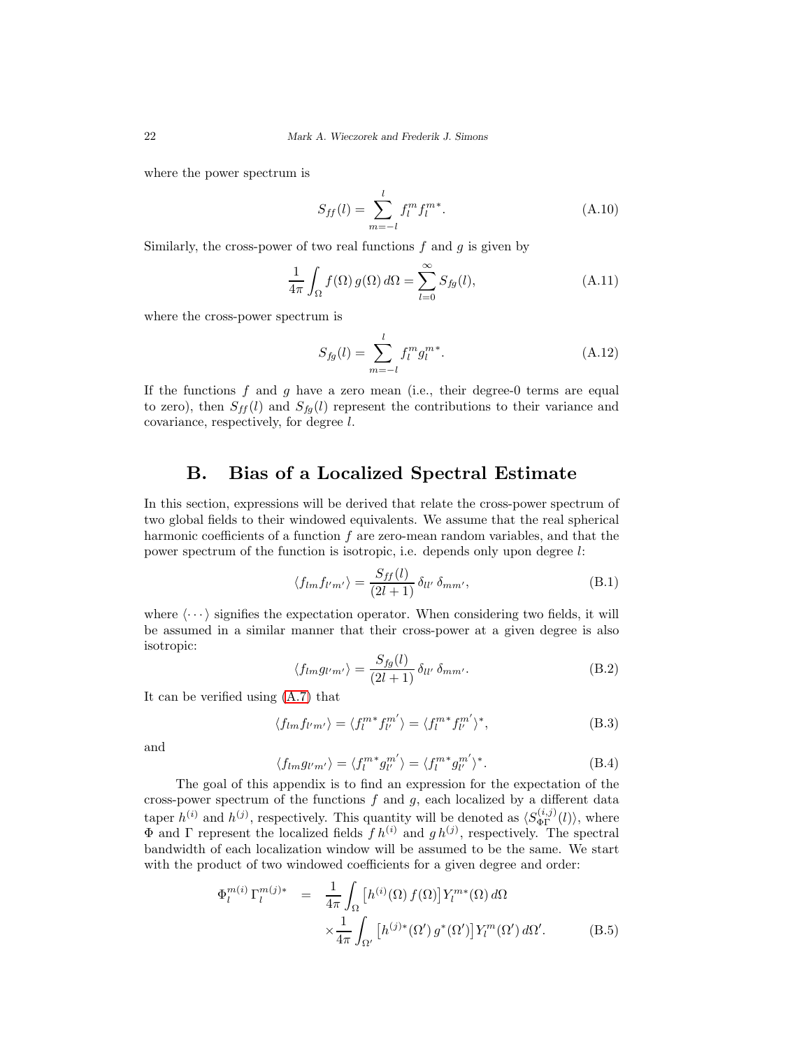where the power spectrum is

$$S_{ff}(l) = \sum_{m=-l}^{l} f_l^m f_l^{m*}. \tag{A.10}$$

Similarly, the cross-power of two real functions $f$ and $g$ is given by

$$\frac{1}{4\pi}\int_\Omega f(\Omega)\, g(\Omega)\, d\Omega = \sum_{l=0}^{\infty} S_{fg}(l), \tag{A.11}$$

where the cross-power spectrum is

$$S_{fg}(l) = \sum_{m=-l}^{l} f_l^m g_l^{m*}. \tag{A.12}$$

If the functions $f$ and $g$ have a zero mean (i.e., their degree-0 terms are equal to zero), then $S_{ff}(l)$ and $S_{fg}(l)$ represent the contributions to their variance and covariance, respectively, for degree $l$.

## B. Bias of a Localized Spectral Estimate

In this section, expressions will be derived that relate the cross-power spectrum of two global fields to their windowed equivalents. We assume that the real spherical harmonic coefficients of a function $f$ are zero-mean random variables, and that the power spectrum of the function is isotropic, i.e. depends only upon degree $l$:

$$\langle f_{lm} f_{l'm'}\rangle = \frac{S_{ff}(l)}{(2l+1)}\,\delta_{ll'}\,\delta_{mm'}, \tag{B.1}$$

where $\langle\cdots\rangle$ signifies the expectation operator. When considering two fields, it will be assumed in a similar manner that their cross-power at a given degree is also isotropic:

$$\langle f_{lm} g_{l'm'}\rangle = \frac{S_{fg}(l)}{(2l+1)}\,\delta_{ll'}\,\delta_{mm'}. \tag{B.2}$$

It can be verified using (A.7) that

$$\langle f_{lm} f_{l'm'}\rangle = \langle f_l^{m*} f_{l'}^{m'}\rangle = \langle f_l^{m*} f_{l'}^{m'}\rangle^*, \tag{B.3}$$

and

$$\langle f_{lm} g_{l'm'}\rangle = \langle f_l^{m*} g_{l'}^{m'}\rangle = \langle f_l^{m*} g_{l'}^{m'}\rangle^*. \tag{B.4}$$

The goal of this appendix is to find an expression for the expectation of the cross-power spectrum of the functions $f$ and $g$, each localized by a different data taper $h^{(i)}$ and $h^{(j)}$, respectively. This quantity will be denoted as $\langle S_{\Phi\Gamma}^{(i,j)}(l)\rangle$, where $\Phi$ and $\Gamma$ represent the localized fields $f\,h^{(i)}$ and $g\,h^{(j)}$, respectively. The spectral bandwidth of each localization window will be assumed to be the same. We start with the product of two windowed coefficients for a given degree and order:

$$\begin{aligned}\Phi_l^{m(i)}\,\Gamma_l^{m(j)*} \;&=\; \frac{1}{4\pi}\int_\Omega \left[h^{(i)}(\Omega)\, f(\Omega)\right] Y_l^{m*}(\Omega)\, d\Omega \\ &\quad\times \frac{1}{4\pi}\int_{\Omega'} \left[h^{(j)*}(\Omega')\, g^*(\Omega')\right] Y_l^m(\Omega')\, d\Omega'.\end{aligned} \tag{B.5}$$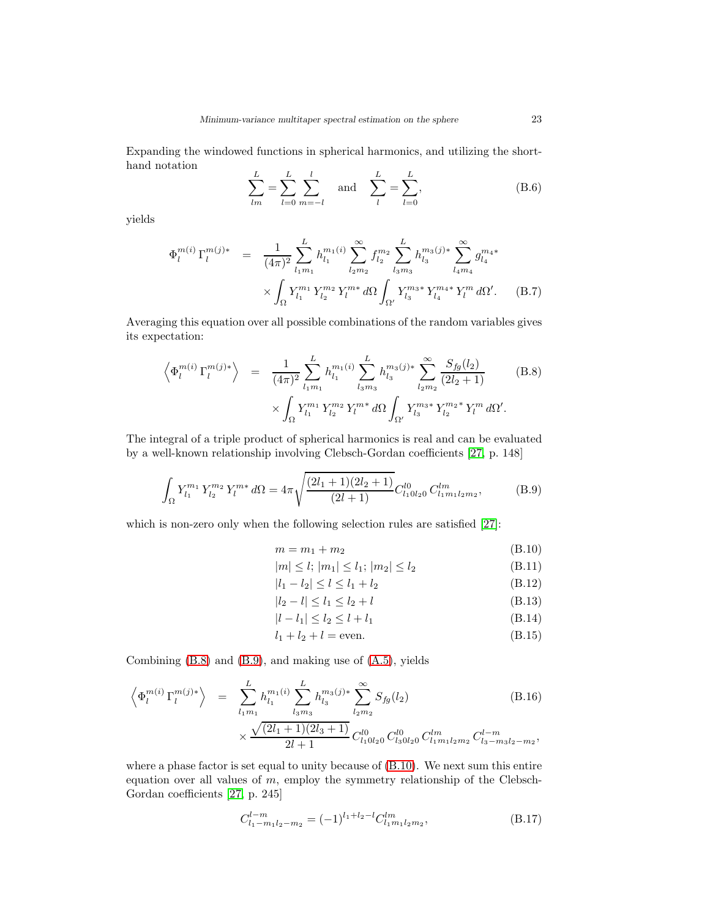Expanding the windowed functions in spherical harmonics, and utilizing the short-hand notation

$$\sum_{lm}^{L} = \sum_{l=0}^{L}\sum_{m=-l}^{l} \quad \text{and} \quad \sum_{l}^{L} = \sum_{l=0}^{L}, \tag{B.6}$$

yields

$$\begin{aligned}\Phi_l^{m(i)}\,\Gamma_l^{m(j)*} \;=\;& \frac{1}{(4\pi)^2}\sum_{l_1m_1}^{L} h_{l_1}^{m_1(i)} \sum_{l_2m_2}^{\infty} f_{l_2}^{m_2} \sum_{l_3m_3}^{L} h_{l_3}^{m_3(j)*} \sum_{l_4m_4}^{\infty} g_{l_4}^{m_4*} \\ & \times \int_\Omega Y_{l_1}^{m_1}\, Y_{l_2}^{m_2}\, Y_l^{m*}\, d\Omega \int_{\Omega'} Y_{l_3}^{m_3*}\, Y_{l_4}^{m_4*}\, Y_l^{m}\, d\Omega'.\end{aligned} \tag{B.7}$$

Averaging this equation over all possible combinations of the random variables gives its expectation:

$$\begin{aligned}\left\langle \Phi_l^{m(i)}\,\Gamma_l^{m(j)*}\right\rangle \;=\;& \frac{1}{(4\pi)^2}\sum_{l_1m_1}^{L} h_{l_1}^{m_1(i)} \sum_{l_3m_3}^{L} h_{l_3}^{m_3(j)*} \sum_{l_2m_2}^{\infty} \frac{S_{fg}(l_2)}{(2l_2+1)} \\ & \times \int_\Omega Y_{l_1}^{m_1}\, Y_{l_2}^{m_2}\, Y_l^{m*}\, d\Omega \int_{\Omega'} Y_{l_3}^{m_3*}\, Y_{l_2}^{m_2*}\, Y_l^{m}\, d\Omega'.\end{aligned} \tag{B.8}$$

The integral of a triple product of spherical harmonics is real and can be evaluated by a well-known relationship involving Clebsch-Gordan coefficients [27, p. 148]

$$\int_\Omega Y_{l_1}^{m_1}\, Y_{l_2}^{m_2}\, Y_l^{m*}\, d\Omega = 4\pi\sqrt{\frac{(2l_1+1)(2l_2+1)}{(2l+1)}}\, C_{l_10l_20}^{l0}\, C_{l_1m_1l_2m_2}^{lm}, \tag{B.9}$$

which is non-zero only when the following selection rules are satisfied [27]:

$$m = m_1 + m_2 \tag{B.10}$$

$$|m| \le l;\ |m_1| \le l_1;\ |m_2| \le l_2 \tag{B.11}$$

$$|l_1 - l_2| \le l \le l_1 + l_2 \tag{B.12}$$

$$|l_2 - l| \le l_1 \le l_2 + l \tag{B.13}$$

$$|l - l_1| \le l_2 \le l + l_1 \tag{B.14}$$

$$l_1 + l_2 + l = \text{even}. \tag{B.15}$$

Combining (B.8) and (B.9), and making use of (A.5), yields

$$\begin{aligned}\left\langle \Phi_l^{m(i)}\,\Gamma_l^{m(j)*}\right\rangle \;=\;& \sum_{l_1m_1}^{L} h_{l_1}^{m_1(i)} \sum_{l_3m_3}^{L} h_{l_3}^{m_3(j)*} \sum_{l_2m_2}^{\infty} S_{fg}(l_2) \\ & \times \frac{\sqrt{(2l_1+1)(2l_3+1)}}{2l+1}\, C_{l_10l_20}^{l0}\, C_{l_30l_20}^{l0}\, C_{l_1m_1l_2m_2}^{lm}\, C_{l_3-m_3l_2-m_2}^{l-m},\end{aligned} \tag{B.16}$$

where a phase factor is set equal to unity because of (B.10). We next sum this entire equation over all values of $m$, employ the symmetry relationship of the Clebsch-Gordan coefficients [27, p. 245]

$$C_{l_1-m_1l_2-m_2}^{l-m} = (-1)^{l_1+l_2-l}\, C_{l_1m_1l_2m_2}^{lm}, \tag{B.17}$$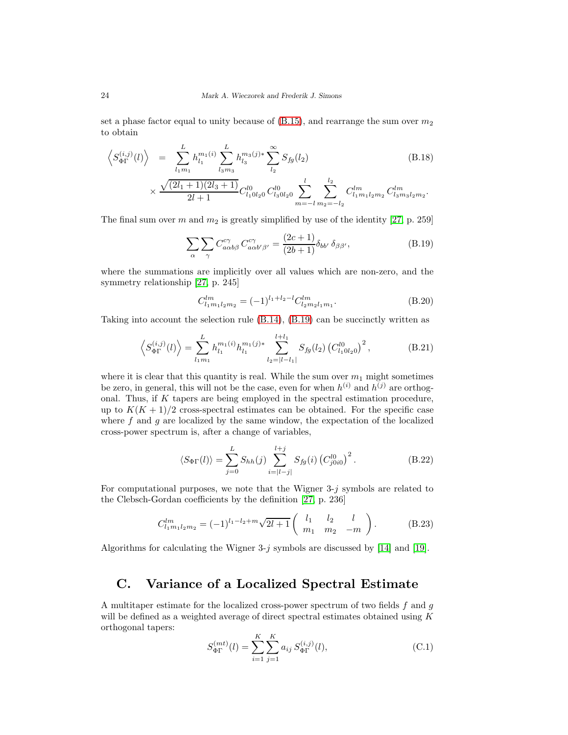set a phase factor equal to unity because of (B.15), and rearrange the sum over $m_2$ to obtain

$$\left\langle S_{\Phi\Gamma}^{(i,j)}(l) \right\rangle = \sum_{l_1 m_1}^{L} h_{l_1}^{m_1 (i)} \sum_{l_3 m_3}^{L} h_{l_3}^{m_3 (j)*} \sum_{l_2}^{\infty} S_{fg}(l_2) \tag{B.18}$$

$$\times \frac{\sqrt{(2l_1+1)(2l_3+1)}}{2l+1} C_{l_1 0 l_2 0}^{l0} \, C_{l_3 0 l_2 0}^{l0} \sum_{m=-l}^{l} \sum_{m_2=-l_2}^{l_2} C_{l_1 m_1 l_2 m_2}^{lm} \, C_{l_3 m_3 l_2 m_2}^{lm}.$$

The final sum over $m$ and $m_2$ is greatly simplified by use of the identity [27, p. 259]

$$\sum_{\alpha} \sum_{\gamma} C_{a\alpha b\beta}^{c\gamma} \, C_{a\alpha b' \beta'}^{c\gamma} = \frac{(2c+1)}{(2b+1)} \delta_{bb'} \, \delta_{\beta\beta'}, \tag{B.19}$$

where the summations are implicitly over all values which are non-zero, and the symmetry relationship [27, p. 245]

$$C_{l_1 m_1 l_2 m_2}^{lm} = (-1)^{l_1 + l_2 - l} C_{l_2 m_2 l_1 m_1}^{lm}. \tag{B.20}$$

Taking into account the selection rule (B.14), (B.19) can be succinctly written as

$$\left\langle S_{\Phi\Gamma}^{(i,j)}(l) \right\rangle = \sum_{l_1 m_1}^{L} h_{l_1}^{m_1 (i)} h_{l_1}^{m_1 (j)*} \sum_{l_2 = |l - l_1|}^{l + l_1} S_{fg}(l_2) \left( C_{l_1 0 l_2 0}^{l0} \right)^2, \tag{B.21}$$

where it is clear that this quantity is real. While the sum over $m_1$ might sometimes be zero, in general, this will not be the case, even for when $h^{(i)}$ and $h^{(j)}$ are orthogonal. Thus, if $K$ tapers are being employed in the spectral estimation procedure, up to $K(K+1)/2$ cross-spectral estimates can be obtained. For the specific case where $f$ and $g$ are localized by the same window, the expectation of the localized cross-power spectrum is, after a change of variables,

$$\langle S_{\Phi\Gamma}(l) \rangle = \sum_{j=0}^{L} S_{hh}(j) \sum_{i=|l-j|}^{l+j} S_{fg}(i) \left( C_{j0i0}^{l0} \right)^2. \tag{B.22}$$

For computational purposes, we note that the Wigner 3-$j$ symbols are related to the Clebsch-Gordan coefficients by the definition [27, p. 236]

$$C_{l_1 m_1 l_2 m_2}^{lm} = (-1)^{l_1 - l_2 + m} \sqrt{2l+1} \begin{pmatrix} l_1 & l_2 & l \\ m_1 & m_2 & -m \end{pmatrix}. \tag{B.23}$$

Algorithms for calculating the Wigner 3-$j$ symbols are discussed by [14] and [19].

## C. Variance of a Localized Spectral Estimate

A multitaper estimate for the localized cross-power spectrum of two fields $f$ and $g$ will be defined as a weighted average of direct spectral estimates obtained using $K$ orthogonal tapers:

$$S_{\Phi\Gamma}^{(mt)}(l) = \sum_{i=1}^{K} \sum_{j=1}^{K} a_{ij} \, S_{\Phi\Gamma}^{(i,j)}(l), \tag{C.1}$$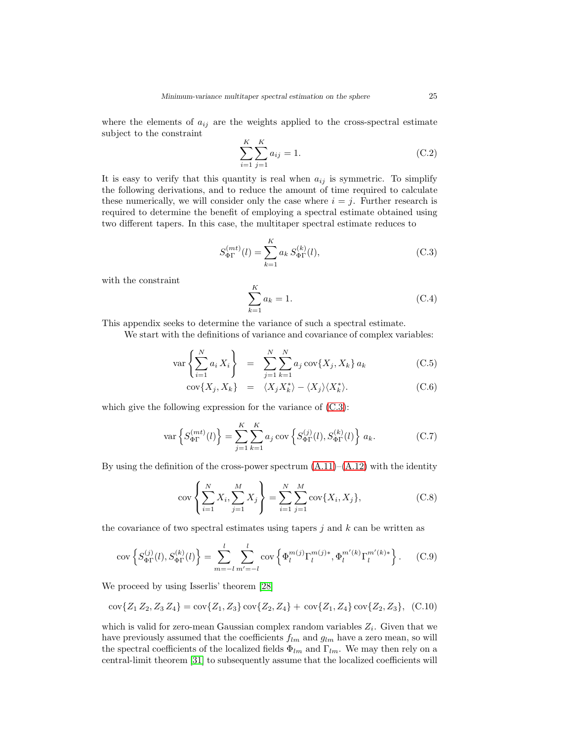where the elements of $a_{ij}$ are the weights applied to the cross-spectral estimate subject to the constraint

$$\sum_{i=1}^{K} \sum_{j=1}^{K} a_{ij} = 1. \tag{C.2}$$

It is easy to verify that this quantity is real when $a_{ij}$ is symmetric. To simplify the following derivations, and to reduce the amount of time required to calculate these numerically, we will consider only the case where $i = j$. Further research is required to determine the benefit of employing a spectral estimate obtained using two different tapers. In this case, the multitaper spectral estimate reduces to

$$S_{\Phi\Gamma}^{(mt)}(l) = \sum_{k=1}^{K} a_k \, S_{\Phi\Gamma}^{(k)}(l), \tag{C.3}$$

with the constraint

$$\sum_{k=1}^{K} a_k = 1. \tag{C.4}$$

This appendix seeks to determine the variance of such a spectral estimate.

We start with the definitions of variance and covariance of complex variables:

$$\mathrm{var}\left\{ \sum_{i=1}^{N} a_i \, X_i \right\} = \sum_{j=1}^{N} \sum_{k=1}^{N} a_j \, \mathrm{cov}\{X_j, X_k\} \, a_k \tag{C.5}$$

$$\mathrm{cov}\{X_j, X_k\} = \langle X_j X_k^* \rangle - \langle X_j \rangle \langle X_k^* \rangle. \tag{C.6}$$

which give the following expression for the variance of (C.3):

$$\mathrm{var}\left\{ S_{\Phi\Gamma}^{(mt)}(l) \right\} = \sum_{j=1}^{K} \sum_{k=1}^{K} a_j \, \mathrm{cov}\left\{ S_{\Phi\Gamma}^{(j)}(l), S_{\Phi\Gamma}^{(k)}(l) \right\} \, a_k. \tag{C.7}$$

By using the definition of the cross-power spectrum (A.11)–(A.12) with the identity

$$\mathrm{cov}\left\{ \sum_{i=1}^{N} X_i, \sum_{j=1}^{M} X_j \right\} = \sum_{i=1}^{N} \sum_{j=1}^{M} \mathrm{cov}\{X_i, X_j\}, \tag{C.8}$$

the covariance of two spectral estimates using tapers $j$ and $k$ can be written as

$$\mathrm{cov}\left\{ S_{\Phi\Gamma}^{(j)}(l), S_{\Phi\Gamma}^{(k)}(l) \right\} = \sum_{m=-l}^{l} \sum_{m'=-l}^{l} \mathrm{cov}\left\{ \Phi_l^{m(j)} \Gamma_l^{m(j)*}, \Phi_l^{m'(k)} \Gamma_l^{m'(k)*} \right\}. \tag{C.9}$$

We proceed by using Isserlis' theorem [28]

$$\mathrm{cov}\{Z_1 \, Z_2, Z_3 \, Z_4\} = \mathrm{cov}\{Z_1, Z_3\} \, \mathrm{cov}\{Z_2, Z_4\} + \mathrm{cov}\{Z_1, Z_4\} \, \mathrm{cov}\{Z_2, Z_3\}, \tag{C.10}$$

which is valid for zero-mean Gaussian complex random variables $Z_i$. Given that we have previously assumed that the coefficients $f_{lm}$ and $g_{lm}$ have a zero mean, so will the spectral coefficients of the localized fields $\Phi_{lm}$ and $\Gamma_{lm}$. We may then rely on a central-limit theorem [31] to subsequently assume that the localized coefficients will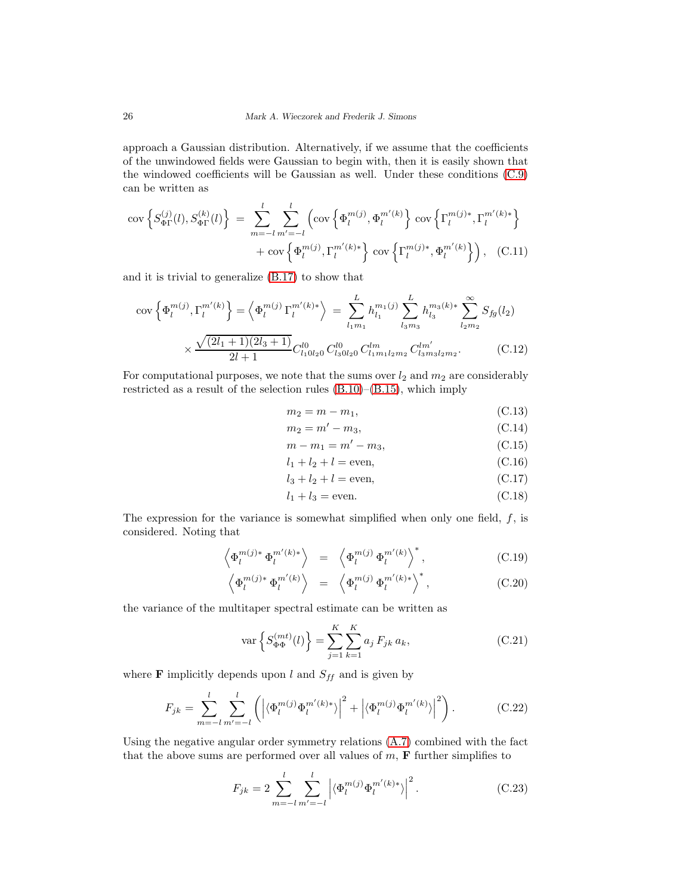approach a Gaussian distribution. Alternatively, if we assume that the coefficients of the unwindowed fields were Gaussian to begin with, then it is easily shown that the windowed coefficients will be Gaussian as well. Under these conditions (C.9) can be written as

$$\operatorname{cov}\left\{S_{\Phi\Gamma}^{(j)}(l), S_{\Phi\Gamma}^{(k)}(l)\right\} = \sum_{m=-l}^{l}\sum_{m'=-l}^{l}\left(\operatorname{cov}\left\{\Phi_l^{m(j)}, \Phi_l^{m'(k)}\right\}\operatorname{cov}\left\{\Gamma_l^{m(j)*}, \Gamma_l^{m'(k)*}\right\}\right.$$
$$\left. + \operatorname{cov}\left\{\Phi_l^{m(j)}, \Gamma_l^{m'(k)*}\right\}\operatorname{cov}\left\{\Gamma_l^{m(j)*}, \Phi_l^{m'(k)}\right\}\right), \quad \text{(C.11)}$$

and it is trivial to generalize (B.17) to show that

$$\operatorname{cov}\left\{\Phi_l^{m(j)}, \Gamma_l^{m'(k)}\right\} = \left\langle \Phi_l^{m(j)}\,\Gamma_l^{m'(k)*}\right\rangle = \sum_{l_1 m_1}^{L} h_{l_1}^{m_1(j)} \sum_{l_3 m_3}^{L} h_{l_3}^{m_3(k)*} \sum_{l_2 m_2}^{\infty} S_{fg}(l_2)$$
$$\times \frac{\sqrt{(2l_1+1)(2l_3+1)}}{2l+1} C_{l_1 0 l_2 0}^{l0}\, C_{l_3 0 l_2 0}^{l0}\, C_{l_1 m_1 l_2 m_2}^{lm}\, C_{l_3 m_3 l_2 m_2}^{lm'}. \quad \text{(C.12)}$$

For computational purposes, we note that the sums over $l_2$ and $m_2$ are considerably restricted as a result of the selection rules (B.10)–(B.15), which imply

$$m_2 = m - m_1, \quad \text{(C.13)}$$
$$m_2 = m' - m_3, \quad \text{(C.14)}$$
$$m - m_1 = m' - m_3, \quad \text{(C.15)}$$
$$l_1 + l_2 + l = \text{even}, \quad \text{(C.16)}$$
$$l_3 + l_2 + l = \text{even}, \quad \text{(C.17)}$$
$$l_1 + l_3 = \text{even}. \quad \text{(C.18)}$$

The expression for the variance is somewhat simplified when only one field, $f$, is considered. Noting that

$$\left\langle \Phi_l^{m(j)*}\,\Phi_l^{m'(k)*}\right\rangle = \left\langle \Phi_l^{m(j)}\,\Phi_l^{m'(k)}\right\rangle^*, \quad \text{(C.19)}$$
$$\left\langle \Phi_l^{m(j)*}\,\Phi_l^{m'(k)}\right\rangle = \left\langle \Phi_l^{m(j)}\,\Phi_l^{m'(k)*}\right\rangle^*, \quad \text{(C.20)}$$

the variance of the multitaper spectral estimate can be written as

$$\operatorname{var}\left\{S_{\Phi\Phi}^{(mt)}(l)\right\} = \sum_{j=1}^{K}\sum_{k=1}^{K} a_j\, F_{jk}\, a_k, \quad \text{(C.21)}$$

where $\mathbf{F}$ implicitly depends upon $l$ and $S_{ff}$ and is given by

$$F_{jk} = \sum_{m=-l}^{l}\sum_{m'=-l}^{l}\left(\left|\langle \Phi_l^{m(j)}\Phi_l^{m'(k)*}\rangle\right|^2 + \left|\langle \Phi_l^{m(j)}\Phi_l^{m'(k)}\rangle\right|^2\right). \quad \text{(C.22)}$$

Using the negative angular order symmetry relations (A.7) combined with the fact that the above sums are performed over all values of $m$, $\mathbf{F}$ further simplifies to

$$F_{jk} = 2\sum_{m=-l}^{l}\sum_{m'=-l}^{l}\left|\langle \Phi_l^{m(j)}\Phi_l^{m'(k)*}\rangle\right|^2. \quad \text{(C.23)}$$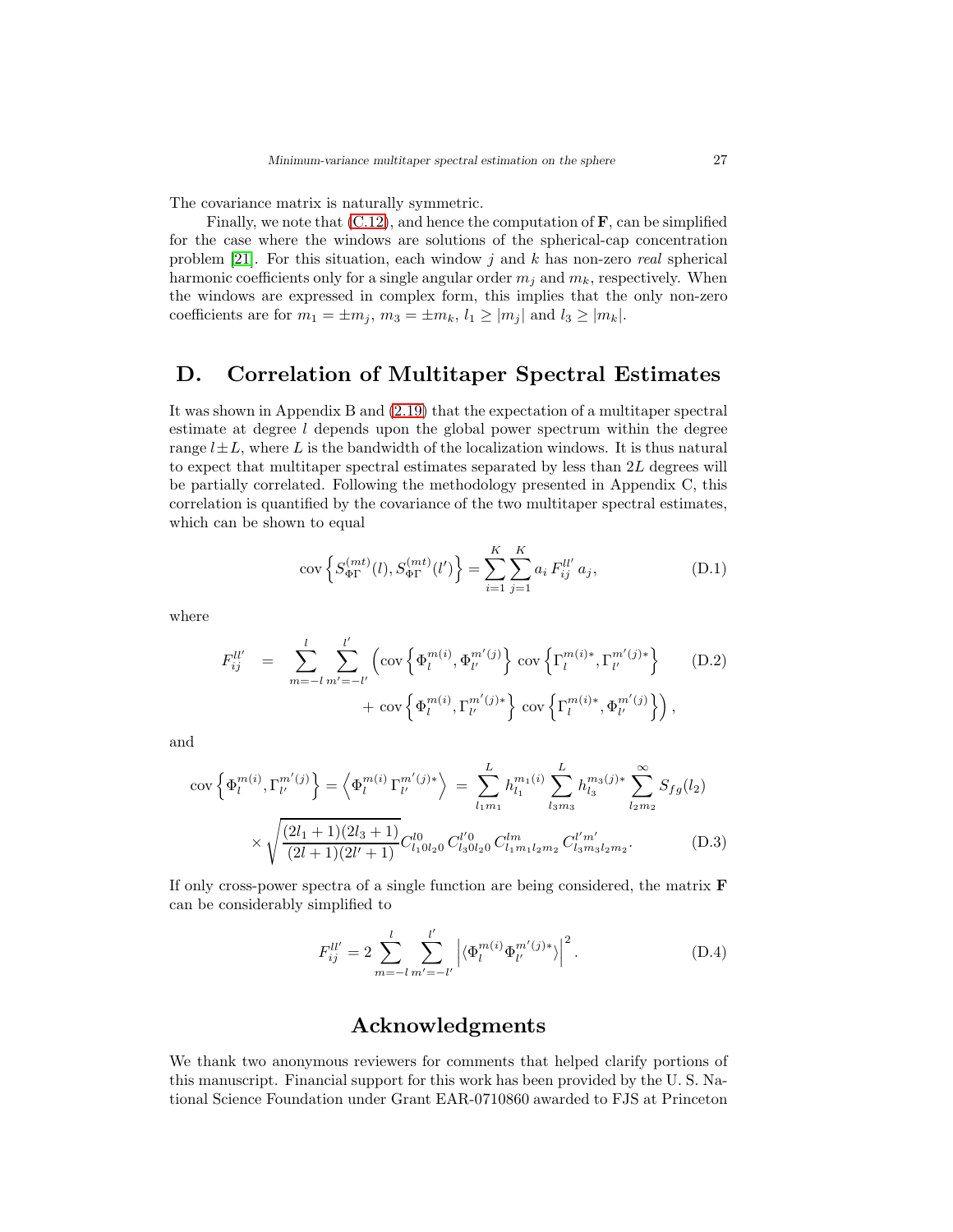The covariance matrix is naturally symmetric.

Finally, we note that (C.12), and hence the computation of $\mathbf{F}$, can be simplified for the case where the windows are solutions of the spherical-cap concentration problem [21]. For this situation, each window $j$ and $k$ has non-zero *real* spherical harmonic coefficients only for a single angular order $m_j$ and $m_k$, respectively. When the windows are expressed in complex form, this implies that the only non-zero coefficients are for $m_1 = \pm m_j$, $m_3 = \pm m_k$, $l_1 \geq |m_j|$ and $l_3 \geq |m_k|$.

## D. Correlation of Multitaper Spectral Estimates

It was shown in Appendix B and (2.19) that the expectation of a multitaper spectral estimate at degree $l$ depends upon the global power spectrum within the degree range $l \pm L$, where $L$ is the bandwidth of the localization windows. It is thus natural to expect that multitaper spectral estimates separated by less than $2L$ degrees will be partially correlated. Following the methodology presented in Appendix C, this correlation is quantified by the covariance of the two multitaper spectral estimates, which can be shown to equal

$$\operatorname{cov}\left\{S_{\Phi\Gamma}^{(mt)}(l), S_{\Phi\Gamma}^{(mt)}(l')\right\} = \sum_{i=1}^{K}\sum_{j=1}^{K} a_i\, F_{ij}^{ll'}\, a_j, \tag{D.1}$$

where

$$\begin{aligned} F_{ij}^{ll'} \quad = \quad & \sum_{m=-l}^{l}\sum_{m'=-l'}^{l'} \Big( \operatorname{cov}\left\{\Phi_l^{m(i)}, \Phi_{l'}^{m'(j)}\right\} \operatorname{cov}\left\{\Gamma_l^{m(i)*}, \Gamma_{l'}^{m'(j)*}\right\} \\ & \qquad + \operatorname{cov}\left\{\Phi_l^{m(i)}, \Gamma_{l'}^{m'(j)*}\right\} \operatorname{cov}\left\{\Gamma_l^{m(i)*}, \Phi_{l'}^{m'(j)}\right\}\Big), \end{aligned} \tag{D.2}$$

and

$$\begin{aligned} \operatorname{cov}\left\{\Phi_l^{m(i)}, \Gamma_{l'}^{m'(j)}\right\} = \left\langle \Phi_l^{m(i)}\, \Gamma_{l'}^{m'(j)*}\right\rangle \; = \; & \sum_{l_1 m_1}^{L} h_{l_1}^{m_1(i)} \sum_{l_3 m_3}^{L} h_{l_3}^{m_3(j)*} \sum_{l_2 m_2}^{\infty} S_{fg}(l_2) \\ \times \sqrt{\frac{(2l_1+1)(2l_3+1)}{(2l+1)(2l'+1)}} & C_{l_1 0 l_2 0}^{l0}\, C_{l_3 0 l_2 0}^{l' 0}\, C_{l_1 m_1 l_2 m_2}^{lm}\, C_{l_3 m_3 l_2 m_2}^{l' m'}. \end{aligned} \tag{D.3}$$

If only cross-power spectra of a single function are being considered, the matrix $\mathbf{F}$ can be considerably simplified to

$$F_{ij}^{ll'} = 2\sum_{m=-l}^{l}\sum_{m'=-l'}^{l'} \left| \langle \Phi_l^{m(i)} \Phi_{l'}^{m'(j)*}\rangle \right|^2. \tag{D.4}$$

## Acknowledgments

We thank two anonymous reviewers for comments that helped clarify portions of this manuscript. Financial support for this work has been provided by the U. S. National Science Foundation under Grant EAR-0710860 awarded to FJS at Princeton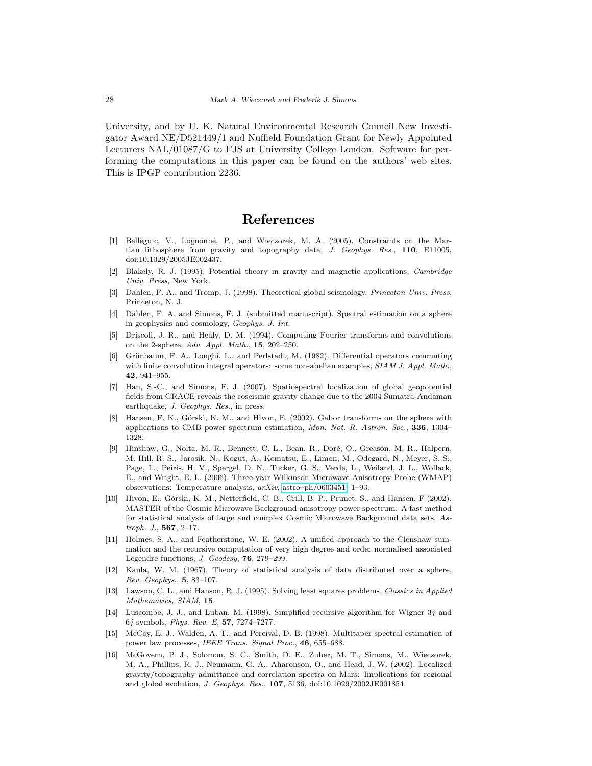University, and by U. K. Natural Environmental Research Council New Investigator Award NE/D521449/1 and Nuffield Foundation Grant for Newly Appointed Lecturers NAL/01087/G to FJS at University College London. Software for performing the computations in this paper can be found on the authors' web sites. This is IPGP contribution 2236.

# References

[1] Belleguic, V., Lognonné, P., and Wieczorek, M. A. (2005). Constraints on the Martian lithosphere from gravity and topography data, *J. Geophys. Res.*, **110**, E11005, doi:10.1029/2005JE002437.

[2] Blakely, R. J. (1995). Potential theory in gravity and magnetic applications, *Cambridge Univ. Press*, New York.

[3] Dahlen, F. A., and Tromp, J. (1998). Theoretical global seismology, *Princeton Univ. Press*, Princeton, N. J.

[4] Dahlen, F. A. and Simons, F. J. (submitted manuscript). Spectral estimation on a sphere in geophysics and cosmology, *Geophys. J. Int.*

[5] Driscoll, J. R., and Healy, D. M. (1994). Computing Fourier transforms and convolutions on the 2-sphere, *Adv. Appl. Math.*, **15**, 202–250.

[6] Grünbaum, F. A., Longhi, L., and Perlstadt, M. (1982). Differential operators commuting with finite convolution integral operators: some non-abelian examples, *SIAM J. Appl. Math.*, **42**, 941–955.

[7] Han, S.-C., and Simons, F. J. (2007). Spatiospectral localization of global geopotential fields from GRACE reveals the coseismic gravity change due to the 2004 Sumatra-Andaman earthquake, *J. Geophys. Res.*, in press.

[8] Hansen, F. K., Górski, K. M., and Hivon, E. (2002). Gabor transforms on the sphere with applications to CMB power spectrum estimation, *Mon. Not. R. Astron. Soc.*, **336**, 1304–1328.

[9] Hinshaw, G., Nolta, M. R., Bennett, C. L., Bean, R., Doré, O., Greason, M. R., Halpern, M. Hill, R. S., Jarosik, N., Kogut, A., Komatsu, E., Limon, M., Odegard, N., Meyer, S. S., Page, L., Peiris, H. V., Spergel, D. N., Tucker, G. S., Verde, L., Weiland, J. L., Wollack, E., and Wright, E. L. (2006). Three-year Wilkinson Microwave Anisotropy Probe (WMAP) observations: Temperature analysis, *arXiv*, astro–ph/0603451, 1–93.

[10] Hivon, E., Górski, K. M., Netterfield, C. B., Crill, B. P., Prunet, S., and Hansen, F (2002). MASTER of the Cosmic Microwave Background anisotropy power spectrum: A fast method for statistical analysis of large and complex Cosmic Microwave Background data sets, *Astroph. J.*, **567**, 2–17.

[11] Holmes, S. A., and Featherstone, W. E. (2002). A unified approach to the Clenshaw summation and the recursive computation of very high degree and order normalised associated Legendre functions, *J. Geodesy*, **76**, 279–299.

[12] Kaula, W. M. (1967). Theory of statistical analysis of data distributed over a sphere, *Rev. Geophys.*, **5**, 83–107.

[13] Lawson, C. L., and Hanson, R. J. (1995). Solving least squares problems, *Classics in Applied Mathematics, SIAM*, **15**.

[14] Luscombe, J. J., and Luban, M. (1998). Simplified recursive algorithm for Wigner $3j$ and $6j$ symbols, *Phys. Rev. E*, **57**, 7274–7277.

[15] McCoy, E. J., Walden, A. T., and Percival, D. B. (1998). Multitaper spectral estimation of power law processes, *IEEE Trans. Signal Proc.*, **46**, 655–688.

[16] McGovern, P. J., Solomon, S. C., Smith, D. E., Zuber, M. T., Simons, M., Wieczorek, M. A., Phillips, R. J., Neumann, G. A., Aharonson, O., and Head, J. W. (2002). Localized gravity/topography admittance and correlation spectra on Mars: Implications for regional and global evolution, *J. Geophys. Res.*, **107**, 5136, doi:10.1029/2002JE001854.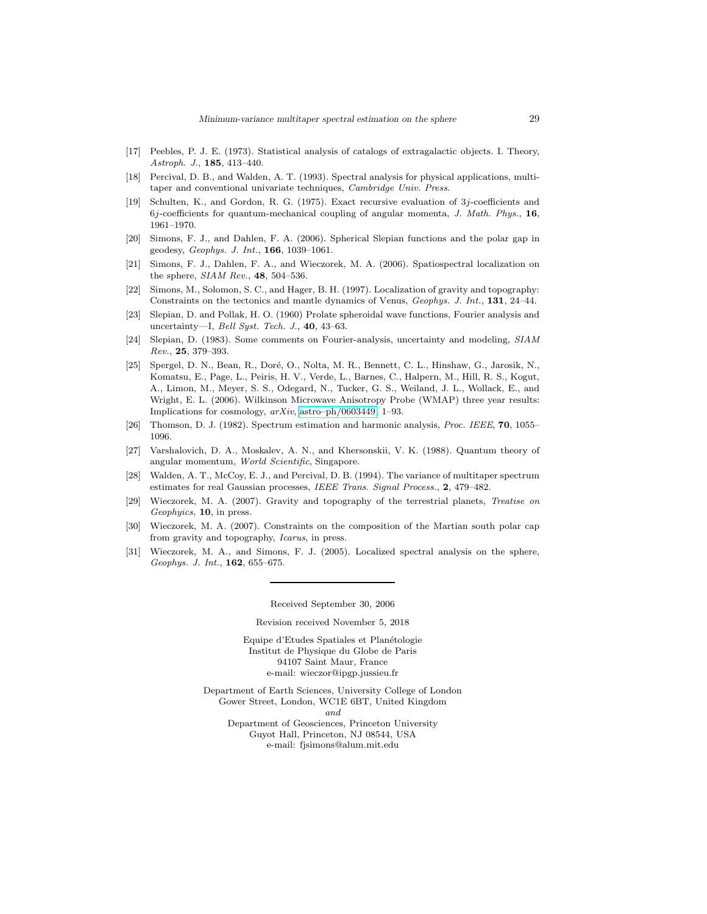[17] Peebles, P. J. E. (1973). Statistical analysis of catalogs of extragalactic objects. I. Theory, *Astroph. J.*, **185**, 413–440.

[18] Percival, D. B., and Walden, A. T. (1993). Spectral analysis for physical applications, multitaper and conventional univariate techniques, *Cambridge Univ. Press*.

[19] Schulten, K., and Gordon, R. G. (1975). Exact recursive evaluation of $3j$-coefficients and $6j$-coefficients for quantum-mechanical coupling of angular momenta, *J. Math. Phys.*, **16**, 1961–1970.

[20] Simons, F. J., and Dahlen, F. A. (2006). Spherical Slepian functions and the polar gap in geodesy, *Geophys. J. Int.*, **166**, 1039–1061.

[21] Simons, F. J., Dahlen, F. A., and Wieczorek, M. A. (2006). Spatiospectral localization on the sphere, *SIAM Rev.*, **48**, 504–536.

[22] Simons, M., Solomon, S. C., and Hager, B. H. (1997). Localization of gravity and topography: Constraints on the tectonics and mantle dynamics of Venus, *Geophys. J. Int.*, **131**, 24–44.

[23] Slepian, D. and Pollak, H. O. (1960) Prolate spheroidal wave functions, Fourier analysis and uncertainty—I, *Bell Syst. Tech. J.*, **40**, 43–63.

[24] Slepian, D. (1983). Some comments on Fourier-analysis, uncertainty and modeling, *SIAM Rev.*, **25**, 379–393.

[25] Spergel, D. N., Bean, R., Doré, O., Nolta, M. R., Bennett, C. L., Hinshaw, G., Jarosik, N., Komatsu, E., Page, L., Peiris, H. V., Verde, L., Barnes, C., Halpern, M., Hill, R. S., Kogut, A., Limon, M., Meyer, S. S., Odegard, N., Tucker, G. S., Weiland, J. L., Wollack, E., and Wright, E. L. (2006). Wilkinson Microwave Anisotropy Probe (WMAP) three year results: Implications for cosmology, *arXiv*, astro–ph/0603449, 1–93.

[26] Thomson, D. J. (1982). Spectrum estimation and harmonic analysis, *Proc. IEEE*, **70**, 1055–1096.

[27] Varshalovich, D. A., Moskalev, A. N., and Khersonskii, V. K. (1988). Quantum theory of angular momentum, *World Scientific*, Singapore.

[28] Walden, A. T., McCoy, E. J., and Percival, D. B. (1994). The variance of multitaper spectrum estimates for real Gaussian processes, *IEEE Trans. Signal Process.*, **2**, 479–482.

[29] Wieczorek, M. A. (2007). Gravity and topography of the terrestrial planets, *Treatise on Geophyics*, **10**, in press.

[30] Wieczorek, M. A. (2007). Constraints on the composition of the Martian south polar cap from gravity and topography, *Icarus*, in press.

[31] Wieczorek, M. A., and Simons, F. J. (2005). Localized spectral analysis on the sphere, *Geophys. J. Int.*, **162**, 655–675.

---

Received September 30, 2006

Revision received November 5, 2018

Equipe d'Etudes Spatiales et Planétologie
Institut de Physique du Globe de Paris
94107 Saint Maur, France
e-mail: wieczor@ipgp.jussieu.fr

Department of Earth Sciences, University College of London
Gower Street, London, WC1E 6BT, United Kingdom
*and*
Department of Geosciences, Princeton University
Guyot Hall, Princeton, NJ 08544, USA
e-mail: fjsimons@alum.mit.edu